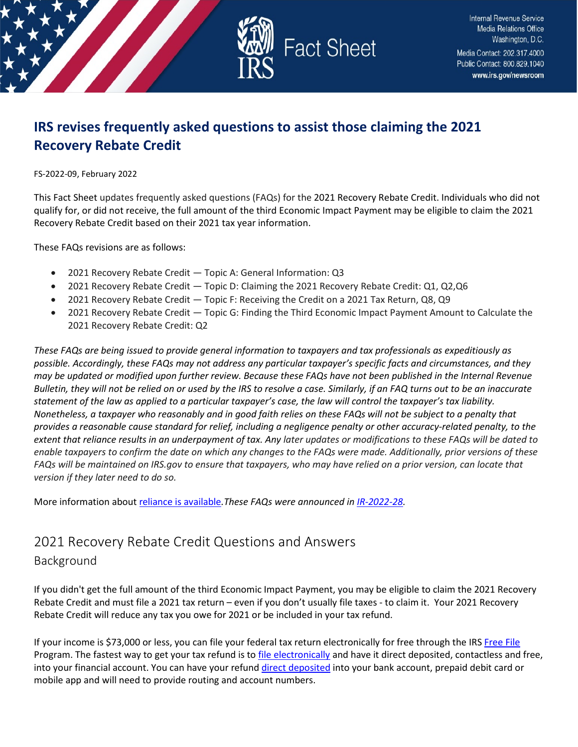Internal Revenue Service
Media Relations Office
Washington, D.C.
Media Contact: 202.317.4000
Public Contact: 800.829.1040
www.irs.gov/newsroom

Fact Sheet

# IRS revises frequently asked questions to assist those claiming the 2021 Recovery Rebate Credit

FS-2022-09, February 2022

This Fact Sheet updates frequently asked questions (FAQs) for the 2021 Recovery Rebate Credit. Individuals who did not qualify for, or did not receive, the full amount of the third Economic Impact Payment may be eligible to claim the 2021 Recovery Rebate Credit based on their 2021 tax year information.

These FAQs revisions are as follows:

- 2021 Recovery Rebate Credit — Topic A: General Information: Q3
- 2021 Recovery Rebate Credit — Topic D: Claiming the 2021 Recovery Rebate Credit: Q1, Q2,Q6
- 2021 Recovery Rebate Credit — Topic F: Receiving the Credit on a 2021 Tax Return, Q8, Q9
- 2021 Recovery Rebate Credit — Topic G: Finding the Third Economic Impact Payment Amount to Calculate the 2021 Recovery Rebate Credit: Q2

*These FAQs are being issued to provide general information to taxpayers and tax professionals as expeditiously as possible. Accordingly, these FAQs may not address any particular taxpayer's specific facts and circumstances, and they may be updated or modified upon further review. Because these FAQs have not been published in the Internal Revenue Bulletin, they will not be relied on or used by the IRS to resolve a case. Similarly, if an FAQ turns out to be an inaccurate statement of the law as applied to a particular taxpayer's case, the law will control the taxpayer's tax liability. Nonetheless, a taxpayer who reasonably and in good faith relies on these FAQs will not be subject to a penalty that provides a reasonable cause standard for relief, including a negligence penalty or other accuracy-related penalty, to the extent that reliance results in an underpayment of tax. Any later updates or modifications to these FAQs will be dated to enable taxpayers to confirm the date on which any changes to the FAQs were made. Additionally, prior versions of these FAQs will be maintained on IRS.gov to ensure that taxpayers, who may have relied on a prior version, can locate that version if they later need to do so.*

More information about reliance is available.*These FAQs were announced in IR-2022-28.*

## 2021 Recovery Rebate Credit Questions and Answers

### Background

If you didn't get the full amount of the third Economic Impact Payment, you may be eligible to claim the 2021 Recovery Rebate Credit and must file a 2021 tax return – even if you don't usually file taxes - to claim it. Your 2021 Recovery Rebate Credit will reduce any tax you owe for 2021 or be included in your tax refund.

If your income is $73,000 or less, you can file your federal tax return electronically for free through the IRS Free File Program. The fastest way to get your tax refund is to file electronically and have it direct deposited, contactless and free, into your financial account. You can have your refund direct deposited into your bank account, prepaid debit card or mobile app and will need to provide routing and account numbers.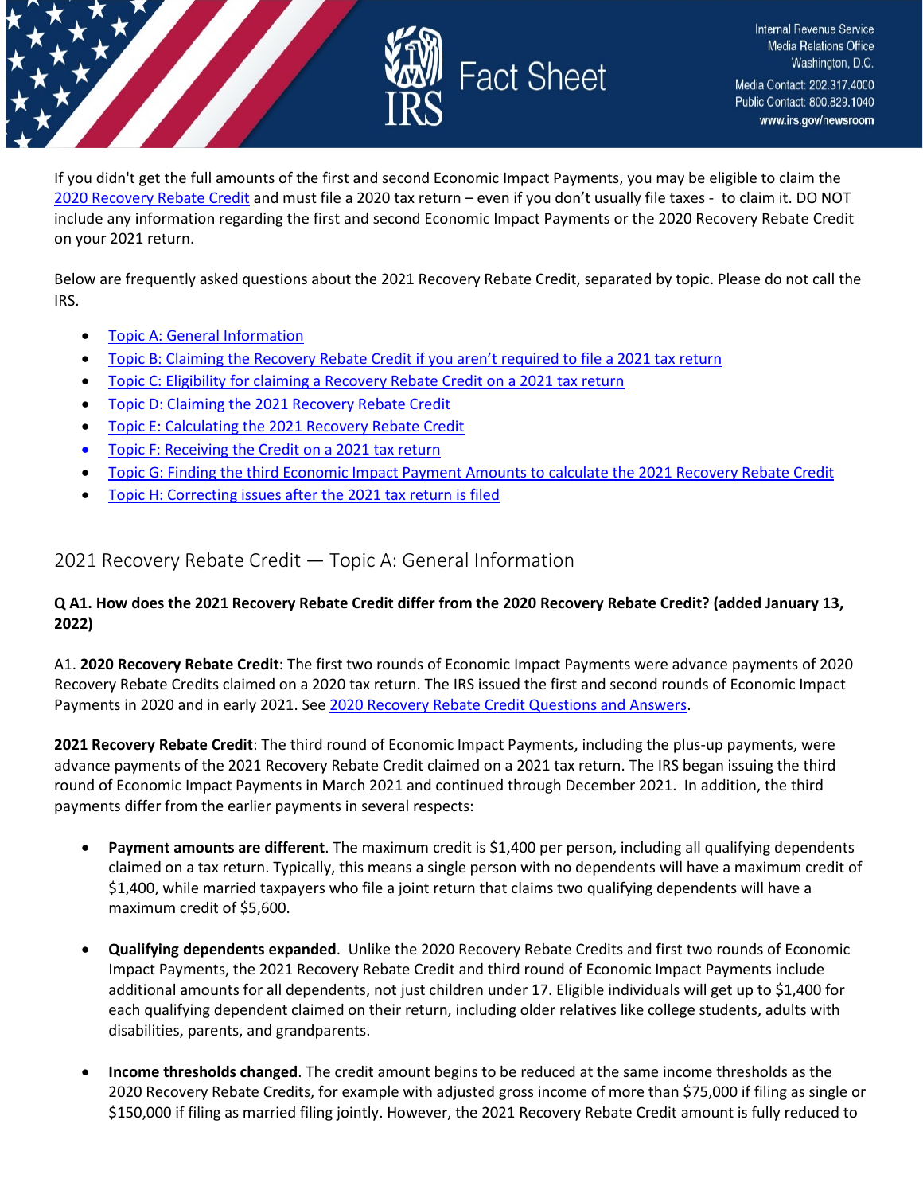If you didn't get the full amounts of the first and second Economic Impact Payments, you may be eligible to claim the [2020 Recovery Rebate Credit](#) and must file a 2020 tax return – even if you don't usually file taxes - to claim it. DO NOT include any information regarding the first and second Economic Impact Payments or the 2020 Recovery Rebate Credit on your 2021 return.

Below are frequently asked questions about the 2021 Recovery Rebate Credit, separated by topic. Please do not call the IRS.

- Topic A: General Information
- Topic B: Claiming the Recovery Rebate Credit if you aren't required to file a 2021 tax return
- Topic C: Eligibility for claiming a Recovery Rebate Credit on a 2021 tax return
- Topic D: Claiming the 2021 Recovery Rebate Credit
- Topic E: Calculating the 2021 Recovery Rebate Credit
- Topic F: Receiving the Credit on a 2021 tax return
- Topic G: Finding the third Economic Impact Payment Amounts to calculate the 2021 Recovery Rebate Credit
- Topic H: Correcting issues after the 2021 tax return is filed

## 2021 Recovery Rebate Credit — Topic A: General Information

**Q A1. How does the 2021 Recovery Rebate Credit differ from the 2020 Recovery Rebate Credit? (added January 13, 2022)**

A1. **2020 Recovery Rebate Credit**: The first two rounds of Economic Impact Payments were advance payments of 2020 Recovery Rebate Credits claimed on a 2020 tax return. The IRS issued the first and second rounds of Economic Impact Payments in 2020 and in early 2021. See 2020 Recovery Rebate Credit Questions and Answers.

**2021 Recovery Rebate Credit**: The third round of Economic Impact Payments, including the plus-up payments, were advance payments of the 2021 Recovery Rebate Credit claimed on a 2021 tax return. The IRS began issuing the third round of Economic Impact Payments in March 2021 and continued through December 2021. In addition, the third payments differ from the earlier payments in several respects:

- **Payment amounts are different**. The maximum credit is $1,400 per person, including all qualifying dependents claimed on a tax return. Typically, this means a single person with no dependents will have a maximum credit of $1,400, while married taxpayers who file a joint return that claims two qualifying dependents will have a maximum credit of $5,600.
- **Qualifying dependents expanded**. Unlike the 2020 Recovery Rebate Credits and first two rounds of Economic Impact Payments, the 2021 Recovery Rebate Credit and third round of Economic Impact Payments include additional amounts for all dependents, not just children under 17. Eligible individuals will get up to $1,400 for each qualifying dependent claimed on their return, including older relatives like college students, adults with disabilities, parents, and grandparents.
- **Income thresholds changed**. The credit amount begins to be reduced at the same income thresholds as the 2020 Recovery Rebate Credits, for example with adjusted gross income of more than $75,000 if filing as single or $150,000 if filing as married filing jointly. However, the 2021 Recovery Rebate Credit amount is fully reduced to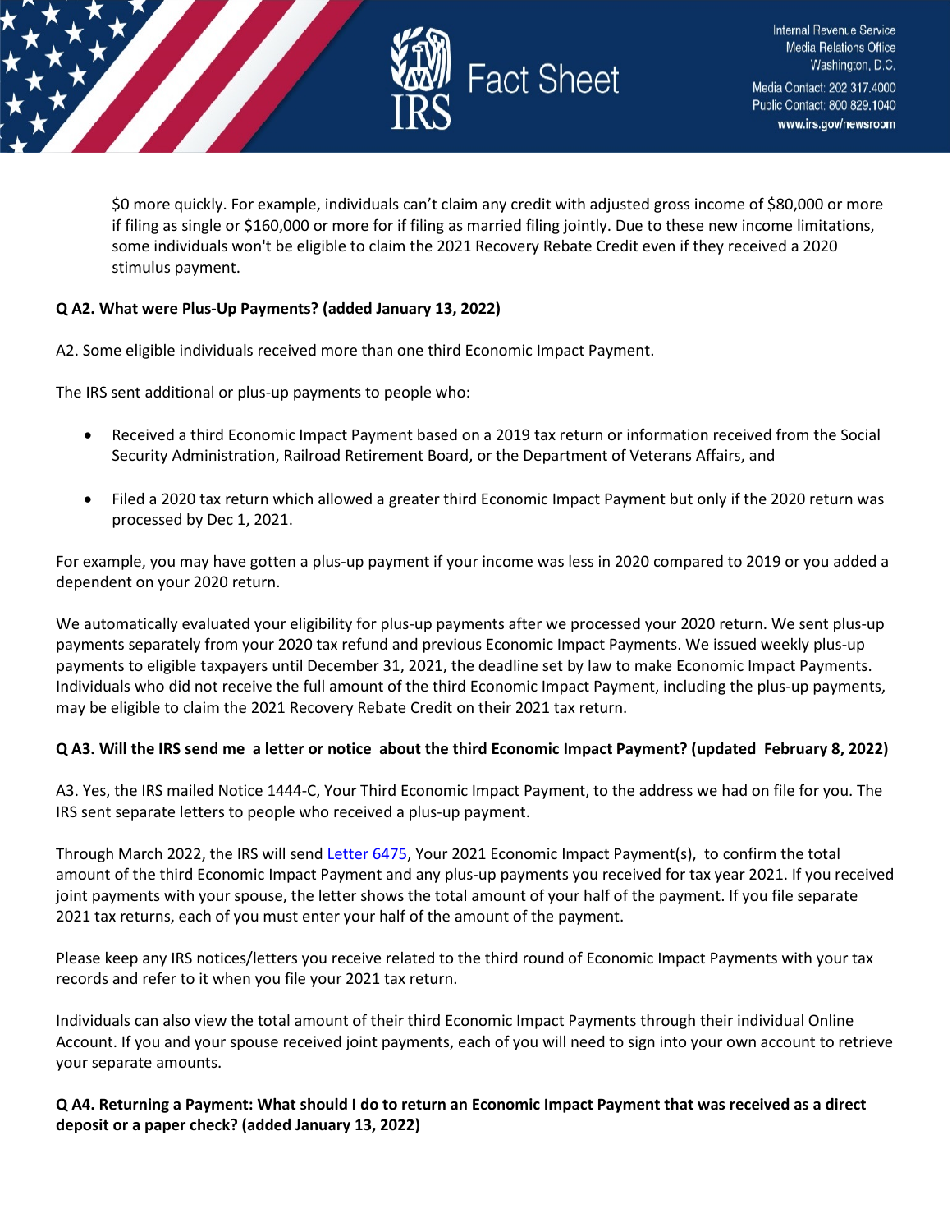$0 more quickly. For example, individuals can't claim any credit with adjusted gross income of $80,000 or more if filing as single or $160,000 or more for if filing as married filing jointly. Due to these new income limitations, some individuals won't be eligible to claim the 2021 Recovery Rebate Credit even if they received a 2020 stimulus payment.

**Q A2. What were Plus-Up Payments? (added January 13, 2022)**

A2. Some eligible individuals received more than one third Economic Impact Payment.

The IRS sent additional or plus-up payments to people who:

- Received a third Economic Impact Payment based on a 2019 tax return or information received from the Social Security Administration, Railroad Retirement Board, or the Department of Veterans Affairs, and
- Filed a 2020 tax return which allowed a greater third Economic Impact Payment but only if the 2020 return was processed by Dec 1, 2021.

For example, you may have gotten a plus-up payment if your income was less in 2020 compared to 2019 or you added a dependent on your 2020 return.

We automatically evaluated your eligibility for plus-up payments after we processed your 2020 return. We sent plus-up payments separately from your 2020 tax refund and previous Economic Impact Payments. We issued weekly plus-up payments to eligible taxpayers until December 31, 2021, the deadline set by law to make Economic Impact Payments. Individuals who did not receive the full amount of the third Economic Impact Payment, including the plus-up payments, may be eligible to claim the 2021 Recovery Rebate Credit on their 2021 tax return.

**Q A3. Will the IRS send me a letter or notice about the third Economic Impact Payment? (updated February 8, 2022)**

A3. Yes, the IRS mailed Notice 1444-C, Your Third Economic Impact Payment, to the address we had on file for you. The IRS sent separate letters to people who received a plus-up payment.

Through March 2022, the IRS will send Letter 6475, Your 2021 Economic Impact Payment(s), to confirm the total amount of the third Economic Impact Payment and any plus-up payments you received for tax year 2021. If you received joint payments with your spouse, the letter shows the total amount of your half of the payment. If you file separate 2021 tax returns, each of you must enter your half of the amount of the payment.

Please keep any IRS notices/letters you receive related to the third round of Economic Impact Payments with your tax records and refer to it when you file your 2021 tax return.

Individuals can also view the total amount of their third Economic Impact Payments through their individual Online Account. If you and your spouse received joint payments, each of you will need to sign into your own account to retrieve your separate amounts.

**Q A4. Returning a Payment: What should I do to return an Economic Impact Payment that was received as a direct deposit or a paper check? (added January 13, 2022)**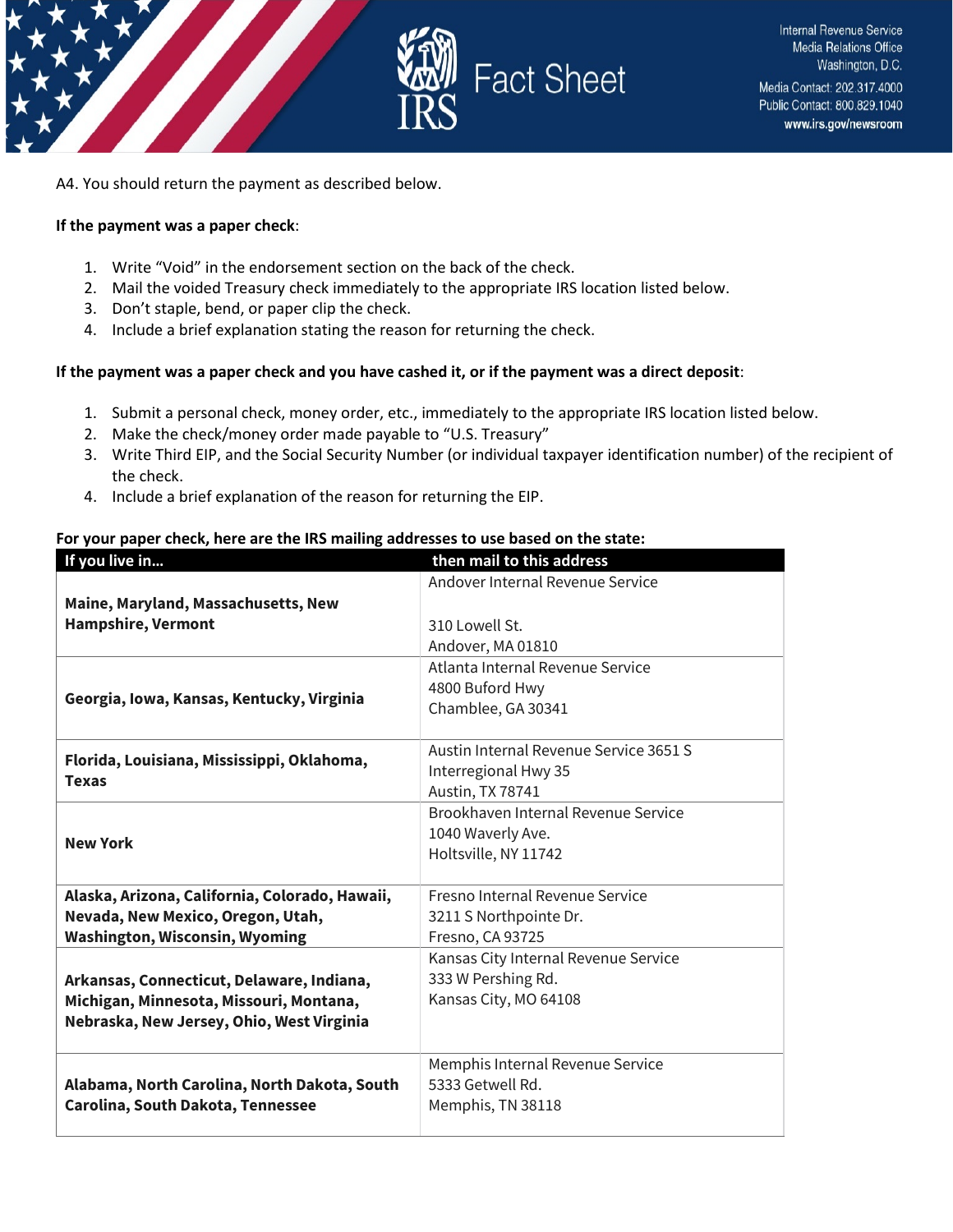A4. You should return the payment as described below.

**If the payment was a paper check**:

1. Write "Void" in the endorsement section on the back of the check.
2. Mail the voided Treasury check immediately to the appropriate IRS location listed below.
3. Don't staple, bend, or paper clip the check.
4. Include a brief explanation stating the reason for returning the check.

**If the payment was a paper check and you have cashed it, or if the payment was a direct deposit**:

1. Submit a personal check, money order, etc., immediately to the appropriate IRS location listed below.
2. Make the check/money order made payable to "U.S. Treasury"
3. Write Third EIP, and the Social Security Number (or individual taxpayer identification number) of the recipient of the check.
4. Include a brief explanation of the reason for returning the EIP.

**For your paper check, here are the IRS mailing addresses to use based on the state:**

| If you live in... | then mail to this address |
|---|---|
| **Maine, Maryland, Massachusetts, New Hampshire, Vermont** | Andover Internal Revenue Service<br><br>310 Lowell St.<br>Andover, MA 01810 |
| **Georgia, Iowa, Kansas, Kentucky, Virginia** | Atlanta Internal Revenue Service<br>4800 Buford Hwy<br>Chamblee, GA 30341 |
| **Florida, Louisiana, Mississippi, Oklahoma, Texas** | Austin Internal Revenue Service 3651 S Interregional Hwy 35<br>Austin, TX 78741 |
| **New York** | Brookhaven Internal Revenue Service<br>1040 Waverly Ave.<br>Holtsville, NY 11742 |
| **Alaska, Arizona, California, Colorado, Hawaii, Nevada, New Mexico, Oregon, Utah, Washington, Wisconsin, Wyoming** | Fresno Internal Revenue Service<br>3211 S Northpointe Dr.<br>Fresno, CA 93725 |
| **Arkansas, Connecticut, Delaware, Indiana, Michigan, Minnesota, Missouri, Montana, Nebraska, New Jersey, Ohio, West Virginia** | Kansas City Internal Revenue Service<br>333 W Pershing Rd.<br>Kansas City, MO 64108 |
| **Alabama, North Carolina, North Dakota, South Carolina, South Dakota, Tennessee** | Memphis Internal Revenue Service<br>5333 Getwell Rd.<br>Memphis, TN 38118 |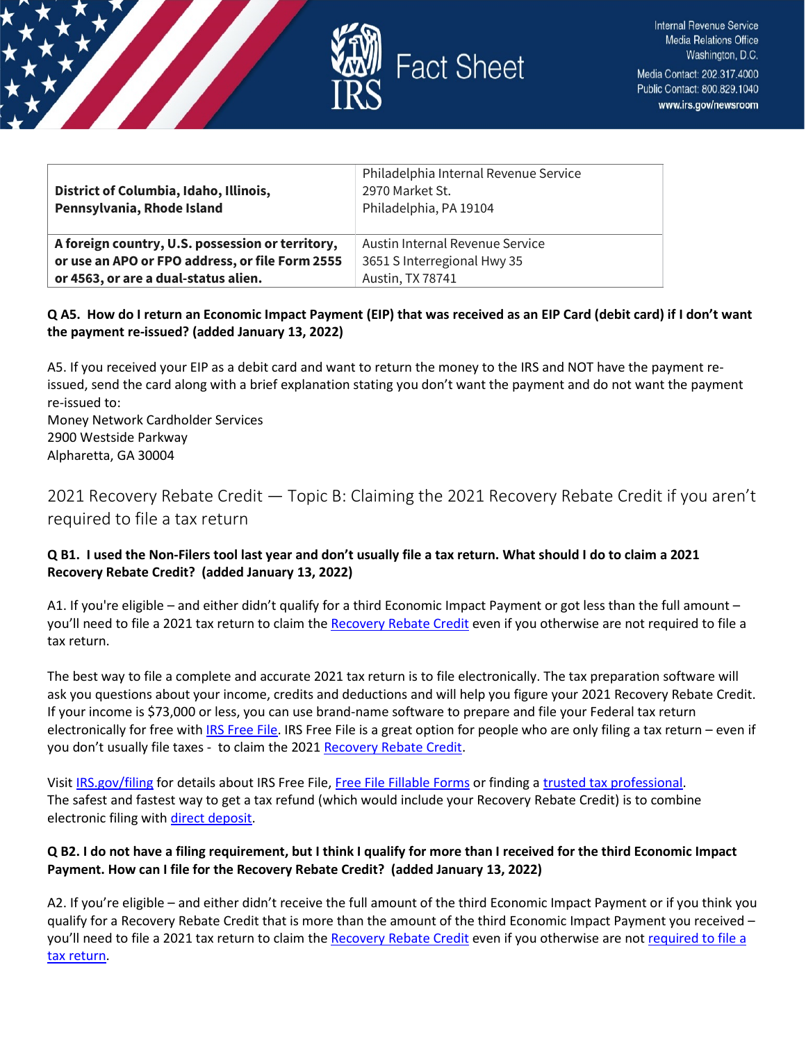| District of Columbia, Idaho, Illinois, Pennsylvania, Rhode Island | Philadelphia Internal Revenue Service<br>2970 Market St.<br>Philadelphia, PA 19104 |
|---|---|
| **A foreign country, U.S. possession or territory, or use an APO or FPO address, or file Form 2555 or 4563, or are a dual-status alien.** | Austin Internal Revenue Service<br>3651 S Interregional Hwy 35<br>Austin, TX 78741 |

**Q A5. How do I return an Economic Impact Payment (EIP) that was received as an EIP Card (debit card) if I don't want the payment re-issued? (added January 13, 2022)**

A5. If you received your EIP as a debit card and want to return the money to the IRS and NOT have the payment re-issued, send the card along with a brief explanation stating you don't want the payment and do not want the payment re-issued to:
Money Network Cardholder Services
2900 Westside Parkway
Alpharetta, GA 30004

## 2021 Recovery Rebate Credit — Topic B: Claiming the 2021 Recovery Rebate Credit if you aren't required to file a tax return

**Q B1. I used the Non-Filers tool last year and don't usually file a tax return. What should I do to claim a 2021 Recovery Rebate Credit? (added January 13, 2022)**

A1. If you're eligible – and either didn't qualify for a third Economic Impact Payment or got less than the full amount – you'll need to file a 2021 tax return to claim the Recovery Rebate Credit even if you otherwise are not required to file a tax return.

The best way to file a complete and accurate 2021 tax return is to file electronically. The tax preparation software will ask you questions about your income, credits and deductions and will help you figure your 2021 Recovery Rebate Credit. If your income is $73,000 or less, you can use brand-name software to prepare and file your Federal tax return electronically for free with IRS Free File. IRS Free File is a great option for people who are only filing a tax return – even if you don't usually file taxes - to claim the 2021 Recovery Rebate Credit.

Visit IRS.gov/filing for details about IRS Free File, Free File Fillable Forms or finding a trusted tax professional. The safest and fastest way to get a tax refund (which would include your Recovery Rebate Credit) is to combine electronic filing with direct deposit.

**Q B2. I do not have a filing requirement, but I think I qualify for more than I received for the third Economic Impact Payment. How can I file for the Recovery Rebate Credit? (added January 13, 2022)**

A2. If you're eligible – and either didn't receive the full amount of the third Economic Impact Payment or if you think you qualify for a Recovery Rebate Credit that is more than the amount of the third Economic Impact Payment you received – you'll need to file a 2021 tax return to claim the Recovery Rebate Credit even if you otherwise are not required to file a tax return.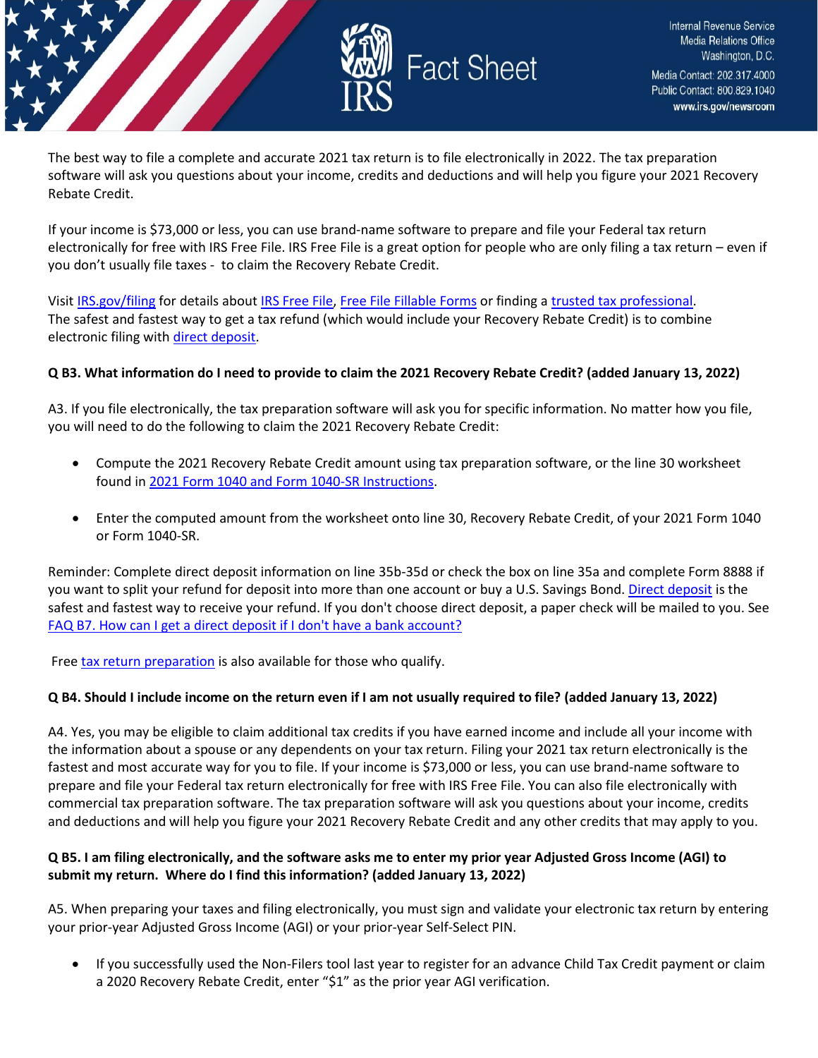The best way to file a complete and accurate 2021 tax return is to file electronically in 2022. The tax preparation software will ask you questions about your income, credits and deductions and will help you figure your 2021 Recovery Rebate Credit.

If your income is $73,000 or less, you can use brand-name software to prepare and file your Federal tax return electronically for free with IRS Free File. IRS Free File is a great option for people who are only filing a tax return – even if you don't usually file taxes - to claim the Recovery Rebate Credit.

Visit IRS.gov/filing for details about IRS Free File, Free File Fillable Forms or finding a trusted tax professional. The safest and fastest way to get a tax refund (which would include your Recovery Rebate Credit) is to combine electronic filing with direct deposit.

**Q B3. What information do I need to provide to claim the 2021 Recovery Rebate Credit? (added January 13, 2022)**

A3. If you file electronically, the tax preparation software will ask you for specific information. No matter how you file, you will need to do the following to claim the 2021 Recovery Rebate Credit:

- Compute the 2021 Recovery Rebate Credit amount using tax preparation software, or the line 30 worksheet found in 2021 Form 1040 and Form 1040-SR Instructions.
- Enter the computed amount from the worksheet onto line 30, Recovery Rebate Credit, of your 2021 Form 1040 or Form 1040-SR.

Reminder: Complete direct deposit information on line 35b-35d or check the box on line 35a and complete Form 8888 if you want to split your refund for deposit into more than one account or buy a U.S. Savings Bond. Direct deposit is the safest and fastest way to receive your refund. If you don't choose direct deposit, a paper check will be mailed to you. See FAQ B7. How can I get a direct deposit if I don't have a bank account?

Free tax return preparation is also available for those who qualify.

**Q B4. Should I include income on the return even if I am not usually required to file? (added January 13, 2022)**

A4. Yes, you may be eligible to claim additional tax credits if you have earned income and include all your income with the information about a spouse or any dependents on your tax return. Filing your 2021 tax return electronically is the fastest and most accurate way for you to file. If your income is $73,000 or less, you can use brand-name software to prepare and file your Federal tax return electronically for free with IRS Free File. You can also file electronically with commercial tax preparation software. The tax preparation software will ask you questions about your income, credits and deductions and will help you figure your 2021 Recovery Rebate Credit and any other credits that may apply to you.

**Q B5. I am filing electronically, and the software asks me to enter my prior year Adjusted Gross Income (AGI) to submit my return. Where do I find this information? (added January 13, 2022)**

A5. When preparing your taxes and filing electronically, you must sign and validate your electronic tax return by entering your prior-year Adjusted Gross Income (AGI) or your prior-year Self-Select PIN.

- If you successfully used the Non-Filers tool last year to register for an advance Child Tax Credit payment or claim a 2020 Recovery Rebate Credit, enter "$1" as the prior year AGI verification.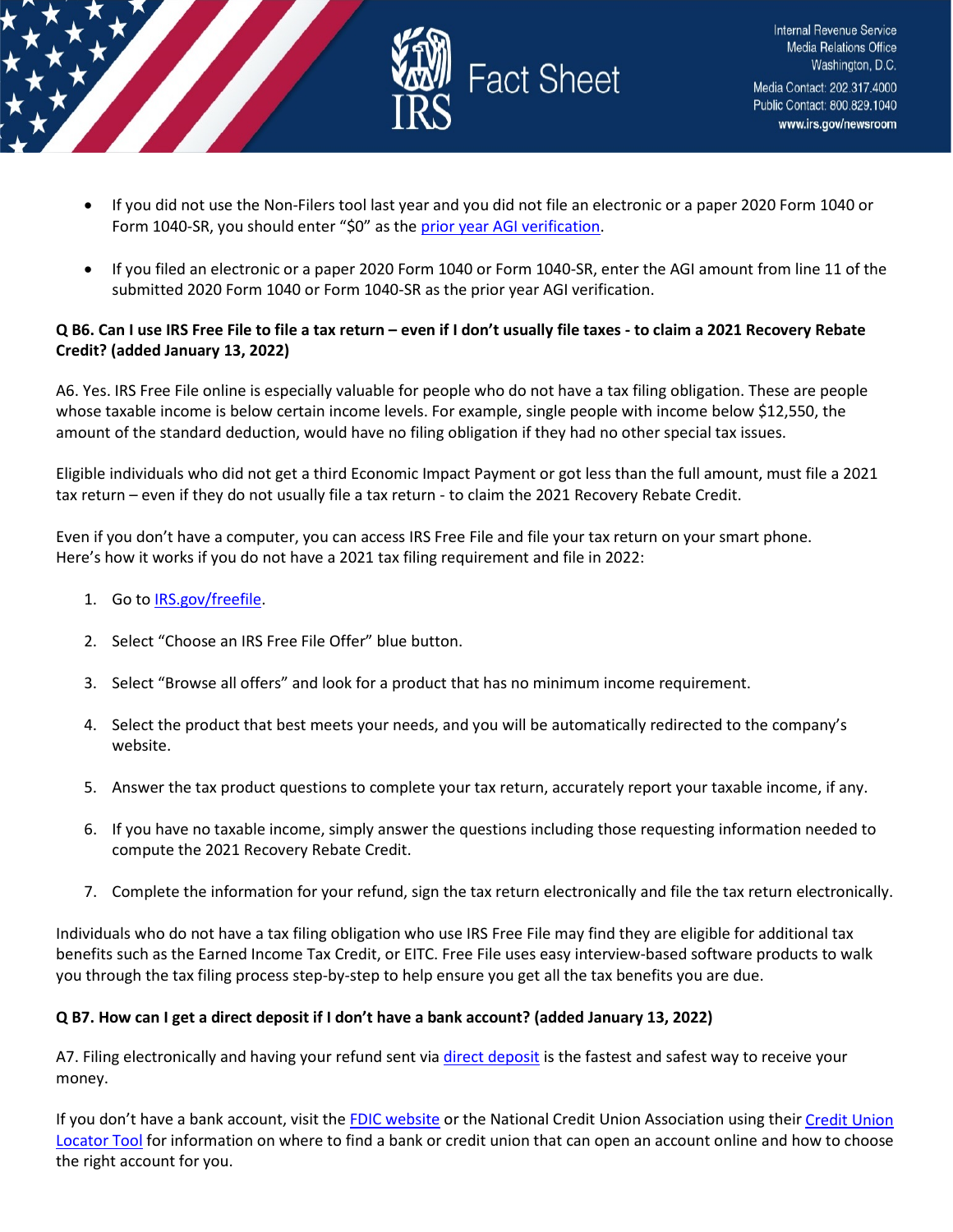- If you did not use the Non-Filers tool last year and you did not file an electronic or a paper 2020 Form 1040 or Form 1040-SR, you should enter "$0" as the prior year AGI verification.

- If you filed an electronic or a paper 2020 Form 1040 or Form 1040-SR, enter the AGI amount from line 11 of the submitted 2020 Form 1040 or Form 1040-SR as the prior year AGI verification.

**Q B6. Can I use IRS Free File to file a tax return – even if I don't usually file taxes - to claim a 2021 Recovery Rebate Credit? (added January 13, 2022)**

A6. Yes. IRS Free File online is especially valuable for people who do not have a tax filing obligation. These are people whose taxable income is below certain income levels. For example, single people with income below $12,550, the amount of the standard deduction, would have no filing obligation if they had no other special tax issues.

Eligible individuals who did not get a third Economic Impact Payment or got less than the full amount, must file a 2021 tax return – even if they do not usually file a tax return - to claim the 2021 Recovery Rebate Credit.

Even if you don't have a computer, you can access IRS Free File and file your tax return on your smart phone. Here's how it works if you do not have a 2021 tax filing requirement and file in 2022:

1. Go to IRS.gov/freefile.
2. Select "Choose an IRS Free File Offer" blue button.
3. Select "Browse all offers" and look for a product that has no minimum income requirement.
4. Select the product that best meets your needs, and you will be automatically redirected to the company's website.
5. Answer the tax product questions to complete your tax return, accurately report your taxable income, if any.
6. If you have no taxable income, simply answer the questions including those requesting information needed to compute the 2021 Recovery Rebate Credit.
7. Complete the information for your refund, sign the tax return electronically and file the tax return electronically.

Individuals who do not have a tax filing obligation who use IRS Free File may find they are eligible for additional tax benefits such as the Earned Income Tax Credit, or EITC. Free File uses easy interview-based software products to walk you through the tax filing process step-by-step to help ensure you get all the tax benefits you are due.

**Q B7. How can I get a direct deposit if I don't have a bank account? (added January 13, 2022)**

A7. Filing electronically and having your refund sent via direct deposit is the fastest and safest way to receive your money.

If you don't have a bank account, visit the FDIC website or the National Credit Union Association using their Credit Union Locator Tool for information on where to find a bank or credit union that can open an account online and how to choose the right account for you.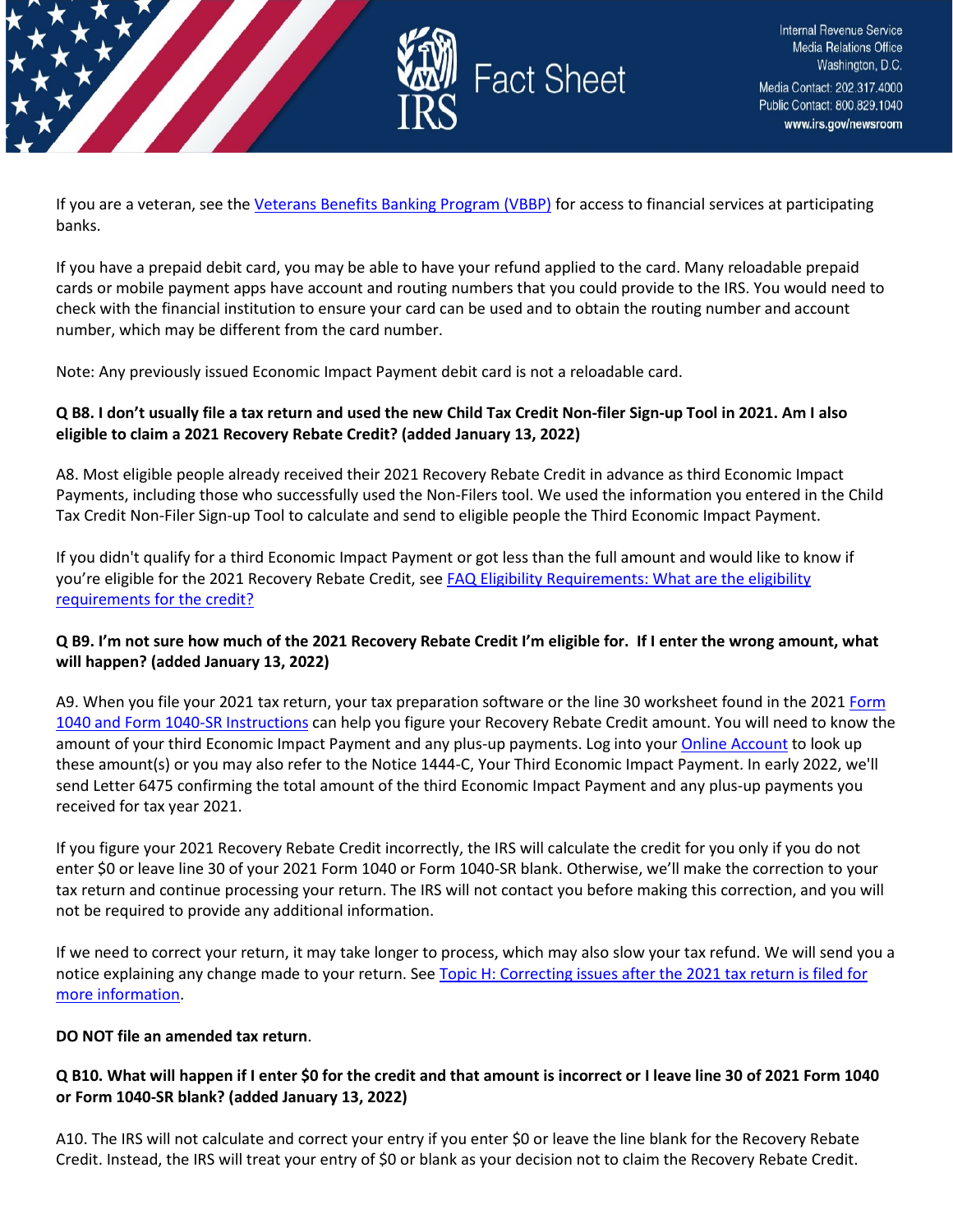If you are a veteran, see the [Veterans Benefits Banking Program (VBBP)] for access to financial services at participating banks.

If you have a prepaid debit card, you may be able to have your refund applied to the card. Many reloadable prepaid cards or mobile payment apps have account and routing numbers that you could provide to the IRS. You would need to check with the financial institution to ensure your card can be used and to obtain the routing number and account number, which may be different from the card number.

Note: Any previously issued Economic Impact Payment debit card is not a reloadable card.

**Q B8. I don't usually file a tax return and used the new Child Tax Credit Non-filer Sign-up Tool in 2021. Am I also eligible to claim a 2021 Recovery Rebate Credit? (added January 13, 2022)**

A8. Most eligible people already received their 2021 Recovery Rebate Credit in advance as third Economic Impact Payments, including those who successfully used the Non-Filers tool. We used the information you entered in the Child Tax Credit Non-Filer Sign-up Tool to calculate and send to eligible people the Third Economic Impact Payment.

If you didn't qualify for a third Economic Impact Payment or got less than the full amount and would like to know if you're eligible for the 2021 Recovery Rebate Credit, see FAQ Eligibility Requirements: What are the eligibility requirements for the credit?

**Q B9. I'm not sure how much of the 2021 Recovery Rebate Credit I'm eligible for. If I enter the wrong amount, what will happen? (added January 13, 2022)**

A9. When you file your 2021 tax return, your tax preparation software or the line 30 worksheet found in the 2021 Form 1040 and Form 1040-SR Instructions can help you figure your Recovery Rebate Credit amount. You will need to know the amount of your third Economic Impact Payment and any plus-up payments. Log into your Online Account to look up these amount(s) or you may also refer to the Notice 1444-C, Your Third Economic Impact Payment. In early 2022, we'll send Letter 6475 confirming the total amount of the third Economic Impact Payment and any plus-up payments you received for tax year 2021.

If you figure your 2021 Recovery Rebate Credit incorrectly, the IRS will calculate the credit for you only if you do not enter $0 or leave line 30 of your 2021 Form 1040 or Form 1040-SR blank. Otherwise, we'll make the correction to your tax return and continue processing your return. The IRS will not contact you before making this correction, and you will not be required to provide any additional information.

If we need to correct your return, it may take longer to process, which may also slow your tax refund. We will send you a notice explaining any change made to your return. See Topic H: Correcting issues after the 2021 tax return is filed for more information.

**DO NOT file an amended tax return**.

**Q B10. What will happen if I enter $0 for the credit and that amount is incorrect or I leave line 30 of 2021 Form 1040 or Form 1040-SR blank? (added January 13, 2022)**

A10. The IRS will not calculate and correct your entry if you enter $0 or leave the line blank for the Recovery Rebate Credit. Instead, the IRS will treat your entry of $0 or blank as your decision not to claim the Recovery Rebate Credit.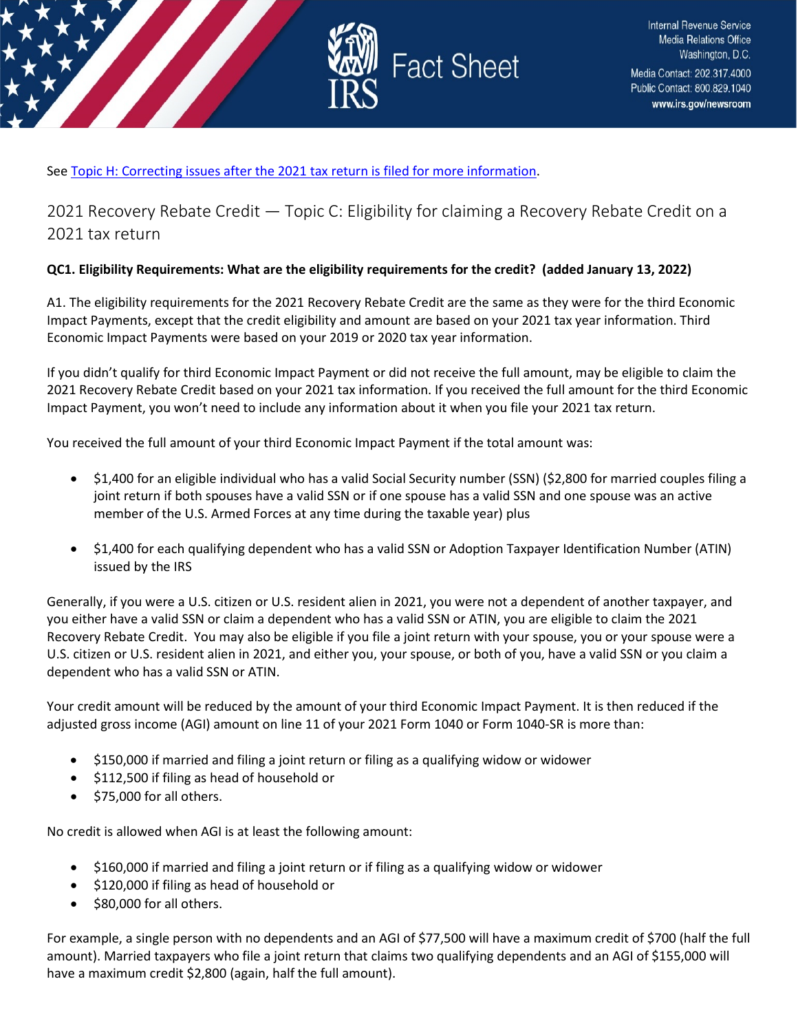See [Topic H: Correcting issues after the 2021 tax return is filed for more information](#).

## 2021 Recovery Rebate Credit — Topic C: Eligibility for claiming a Recovery Rebate Credit on a 2021 tax return

**QC1. Eligibility Requirements: What are the eligibility requirements for the credit? (added January 13, 2022)**

A1. The eligibility requirements for the 2021 Recovery Rebate Credit are the same as they were for the third Economic Impact Payments, except that the credit eligibility and amount are based on your 2021 tax year information. Third Economic Impact Payments were based on your 2019 or 2020 tax year information.

If you didn't qualify for third Economic Impact Payment or did not receive the full amount, may be eligible to claim the 2021 Recovery Rebate Credit based on your 2021 tax information. If you received the full amount for the third Economic Impact Payment, you won't need to include any information about it when you file your 2021 tax return.

You received the full amount of your third Economic Impact Payment if the total amount was:

- $1,400 for an eligible individual who has a valid Social Security number (SSN) ($2,800 for married couples filing a joint return if both spouses have a valid SSN or if one spouse has a valid SSN and one spouse was an active member of the U.S. Armed Forces at any time during the taxable year) plus
- $1,400 for each qualifying dependent who has a valid SSN or Adoption Taxpayer Identification Number (ATIN) issued by the IRS

Generally, if you were a U.S. citizen or U.S. resident alien in 2021, you were not a dependent of another taxpayer, and you either have a valid SSN or claim a dependent who has a valid SSN or ATIN, you are eligible to claim the 2021 Recovery Rebate Credit. You may also be eligible if you file a joint return with your spouse, you or your spouse were a U.S. citizen or U.S. resident alien in 2021, and either you, your spouse, or both of you, have a valid SSN or you claim a dependent who has a valid SSN or ATIN.

Your credit amount will be reduced by the amount of your third Economic Impact Payment. It is then reduced if the adjusted gross income (AGI) amount on line 11 of your 2021 Form 1040 or Form 1040-SR is more than:

- $150,000 if married and filing a joint return or filing as a qualifying widow or widower
- $112,500 if filing as head of household or
- $75,000 for all others.

No credit is allowed when AGI is at least the following amount:

- $160,000 if married and filing a joint return or if filing as a qualifying widow or widower
- $120,000 if filing as head of household or
- $80,000 for all others.

For example, a single person with no dependents and an AGI of $77,500 will have a maximum credit of $700 (half the full amount). Married taxpayers who file a joint return that claims two qualifying dependents and an AGI of $155,000 will have a maximum credit $2,800 (again, half the full amount).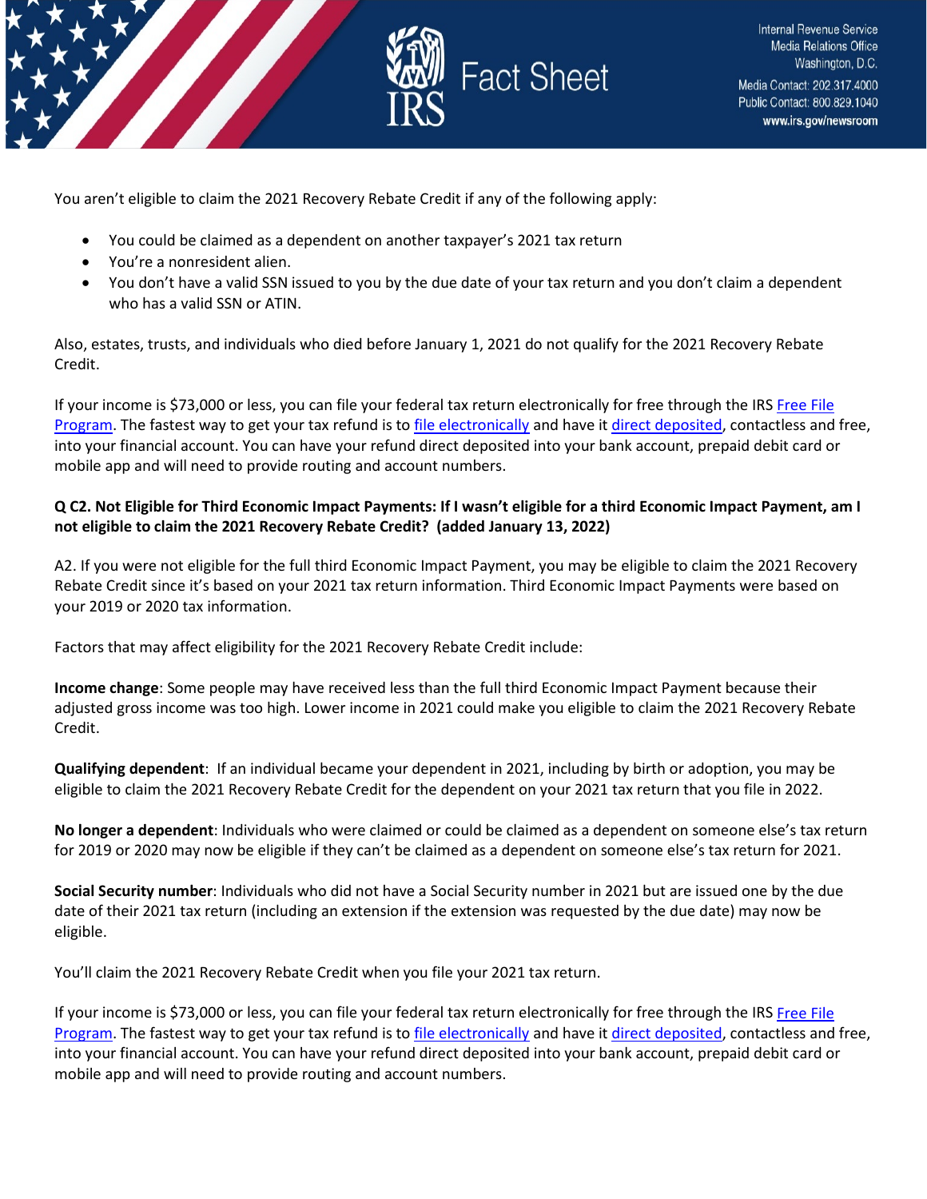You aren't eligible to claim the 2021 Recovery Rebate Credit if any of the following apply:

- You could be claimed as a dependent on another taxpayer's 2021 tax return
- You're a nonresident alien.
- You don't have a valid SSN issued to you by the due date of your tax return and you don't claim a dependent who has a valid SSN or ATIN.

Also, estates, trusts, and individuals who died before January 1, 2021 do not qualify for the 2021 Recovery Rebate Credit.

If your income is $73,000 or less, you can file your federal tax return electronically for free through the IRS [Free File Program](). The fastest way to get your tax refund is to [file electronically]() and have it [direct deposited](), contactless and free, into your financial account. You can have your refund direct deposited into your bank account, prepaid debit card or mobile app and will need to provide routing and account numbers.

**Q C2. Not Eligible for Third Economic Impact Payments: If I wasn't eligible for a third Economic Impact Payment, am I not eligible to claim the 2021 Recovery Rebate Credit? (added January 13, 2022)**

A2. If you were not eligible for the full third Economic Impact Payment, you may be eligible to claim the 2021 Recovery Rebate Credit since it's based on your 2021 tax return information. Third Economic Impact Payments were based on your 2019 or 2020 tax information.

Factors that may affect eligibility for the 2021 Recovery Rebate Credit include:

**Income change**: Some people may have received less than the full third Economic Impact Payment because their adjusted gross income was too high. Lower income in 2021 could make you eligible to claim the 2021 Recovery Rebate Credit.

**Qualifying dependent**: If an individual became your dependent in 2021, including by birth or adoption, you may be eligible to claim the 2021 Recovery Rebate Credit for the dependent on your 2021 tax return that you file in 2022.

**No longer a dependent**: Individuals who were claimed or could be claimed as a dependent on someone else's tax return for 2019 or 2020 may now be eligible if they can't be claimed as a dependent on someone else's tax return for 2021.

**Social Security number**: Individuals who did not have a Social Security number in 2021 but are issued one by the due date of their 2021 tax return (including an extension if the extension was requested by the due date) may now be eligible.

You'll claim the 2021 Recovery Rebate Credit when you file your 2021 tax return.

If your income is $73,000 or less, you can file your federal tax return electronically for free through the IRS [Free File Program](). The fastest way to get your tax refund is to [file electronically]() and have it [direct deposited](), contactless and free, into your financial account. You can have your refund direct deposited into your bank account, prepaid debit card or mobile app and will need to provide routing and account numbers.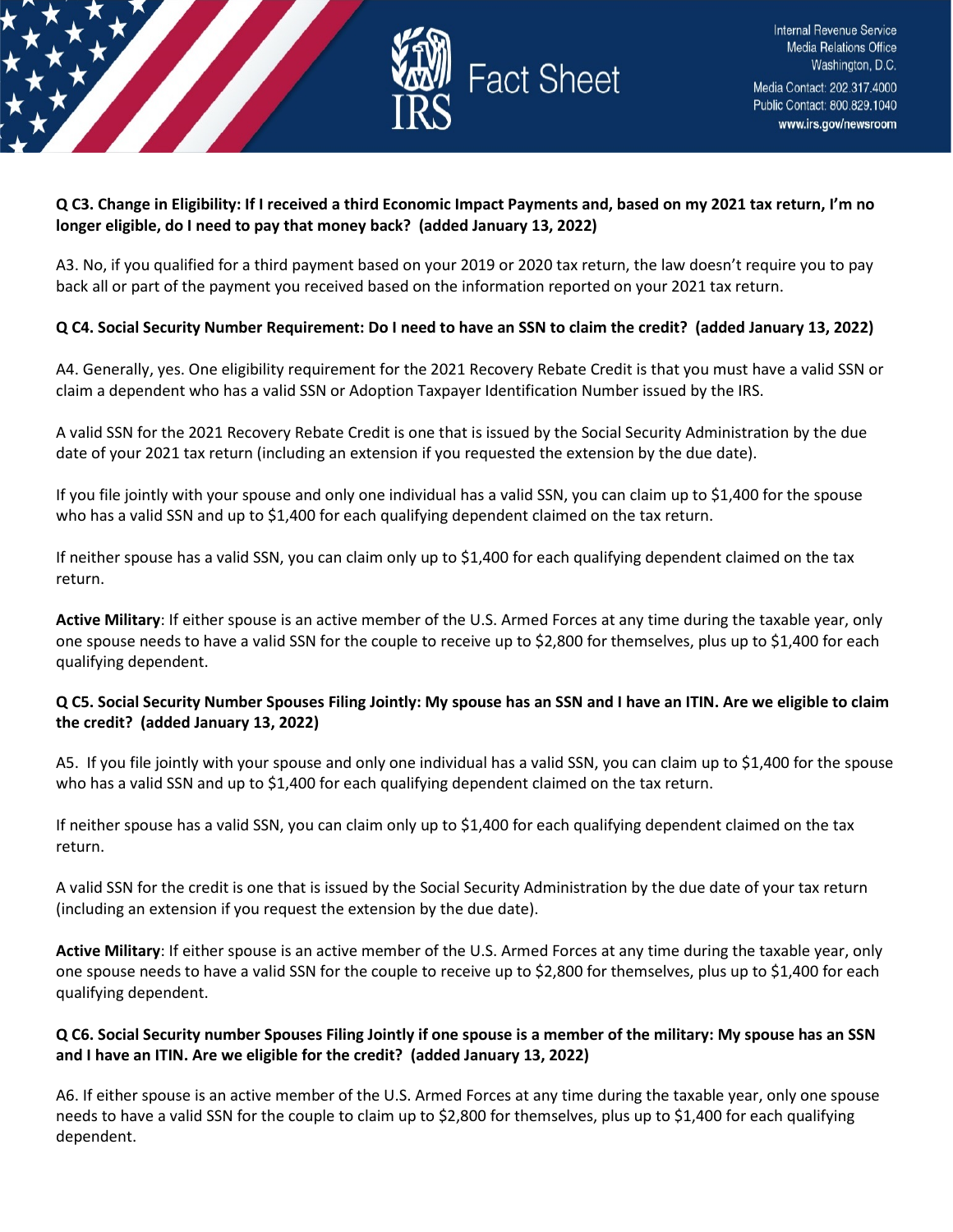**Q C3. Change in Eligibility: If I received a third Economic Impact Payments and, based on my 2021 tax return, I'm no longer eligible, do I need to pay that money back? (added January 13, 2022)**

A3. No, if you qualified for a third payment based on your 2019 or 2020 tax return, the law doesn't require you to pay back all or part of the payment you received based on the information reported on your 2021 tax return.

**Q C4. Social Security Number Requirement: Do I need to have an SSN to claim the credit? (added January 13, 2022)**

A4. Generally, yes. One eligibility requirement for the 2021 Recovery Rebate Credit is that you must have a valid SSN or claim a dependent who has a valid SSN or Adoption Taxpayer Identification Number issued by the IRS.

A valid SSN for the 2021 Recovery Rebate Credit is one that is issued by the Social Security Administration by the due date of your 2021 tax return (including an extension if you requested the extension by the due date).

If you file jointly with your spouse and only one individual has a valid SSN, you can claim up to $1,400 for the spouse who has a valid SSN and up to $1,400 for each qualifying dependent claimed on the tax return.

If neither spouse has a valid SSN, you can claim only up to $1,400 for each qualifying dependent claimed on the tax return.

**Active Military**: If either spouse is an active member of the U.S. Armed Forces at any time during the taxable year, only one spouse needs to have a valid SSN for the couple to receive up to $2,800 for themselves, plus up to $1,400 for each qualifying dependent.

**Q C5. Social Security Number Spouses Filing Jointly: My spouse has an SSN and I have an ITIN. Are we eligible to claim the credit? (added January 13, 2022)**

A5. If you file jointly with your spouse and only one individual has a valid SSN, you can claim up to $1,400 for the spouse who has a valid SSN and up to $1,400 for each qualifying dependent claimed on the tax return.

If neither spouse has a valid SSN, you can claim only up to $1,400 for each qualifying dependent claimed on the tax return.

A valid SSN for the credit is one that is issued by the Social Security Administration by the due date of your tax return (including an extension if you request the extension by the due date).

**Active Military**: If either spouse is an active member of the U.S. Armed Forces at any time during the taxable year, only one spouse needs to have a valid SSN for the couple to receive up to $2,800 for themselves, plus up to $1,400 for each qualifying dependent.

**Q C6. Social Security number Spouses Filing Jointly if one spouse is a member of the military: My spouse has an SSN and I have an ITIN. Are we eligible for the credit? (added January 13, 2022)**

A6. If either spouse is an active member of the U.S. Armed Forces at any time during the taxable year, only one spouse needs to have a valid SSN for the couple to claim up to $2,800 for themselves, plus up to $1,400 for each qualifying dependent.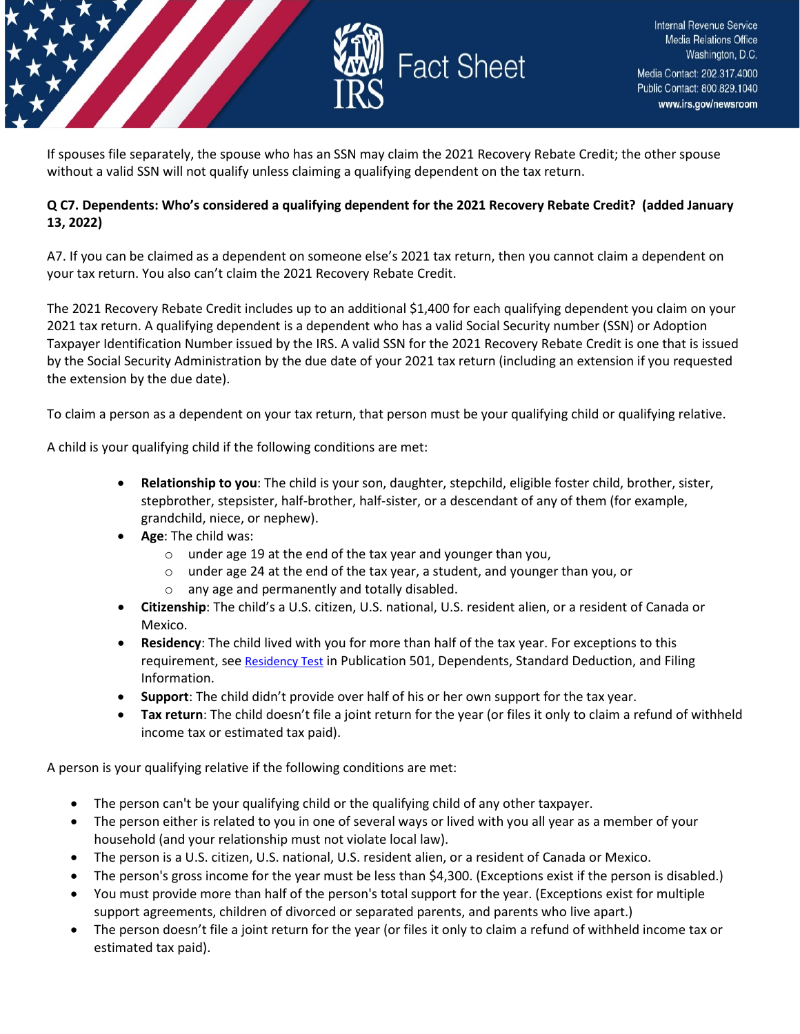If spouses file separately, the spouse who has an SSN may claim the 2021 Recovery Rebate Credit; the other spouse without a valid SSN will not qualify unless claiming a qualifying dependent on the tax return.

**Q C7. Dependents: Who's considered a qualifying dependent for the 2021 Recovery Rebate Credit? (added January 13, 2022)**

A7. If you can be claimed as a dependent on someone else's 2021 tax return, then you cannot claim a dependent on your tax return. You also can't claim the 2021 Recovery Rebate Credit.

The 2021 Recovery Rebate Credit includes up to an additional $1,400 for each qualifying dependent you claim on your 2021 tax return. A qualifying dependent is a dependent who has a valid Social Security number (SSN) or Adoption Taxpayer Identification Number issued by the IRS. A valid SSN for the 2021 Recovery Rebate Credit is one that is issued by the Social Security Administration by the due date of your 2021 tax return (including an extension if you requested the extension by the due date).

To claim a person as a dependent on your tax return, that person must be your qualifying child or qualifying relative.

A child is your qualifying child if the following conditions are met:

- **Relationship to you**: The child is your son, daughter, stepchild, eligible foster child, brother, sister, stepbrother, stepsister, half-brother, half-sister, or a descendant of any of them (for example, grandchild, niece, or nephew).
- **Age**: The child was:
  - under age 19 at the end of the tax year and younger than you,
  - under age 24 at the end of the tax year, a student, and younger than you, or
  - any age and permanently and totally disabled.
- **Citizenship**: The child's a U.S. citizen, U.S. national, U.S. resident alien, or a resident of Canada or Mexico.
- **Residency**: The child lived with you for more than half of the tax year. For exceptions to this requirement, see Residency Test in Publication 501, Dependents, Standard Deduction, and Filing Information.
- **Support**: The child didn't provide over half of his or her own support for the tax year.
- **Tax return**: The child doesn't file a joint return for the year (or files it only to claim a refund of withheld income tax or estimated tax paid).

A person is your qualifying relative if the following conditions are met:

- The person can't be your qualifying child or the qualifying child of any other taxpayer.
- The person either is related to you in one of several ways or lived with you all year as a member of your household (and your relationship must not violate local law).
- The person is a U.S. citizen, U.S. national, U.S. resident alien, or a resident of Canada or Mexico.
- The person's gross income for the year must be less than $4,300. (Exceptions exist if the person is disabled.)
- You must provide more than half of the person's total support for the year. (Exceptions exist for multiple support agreements, children of divorced or separated parents, and parents who live apart.)
- The person doesn't file a joint return for the year (or files it only to claim a refund of withheld income tax or estimated tax paid).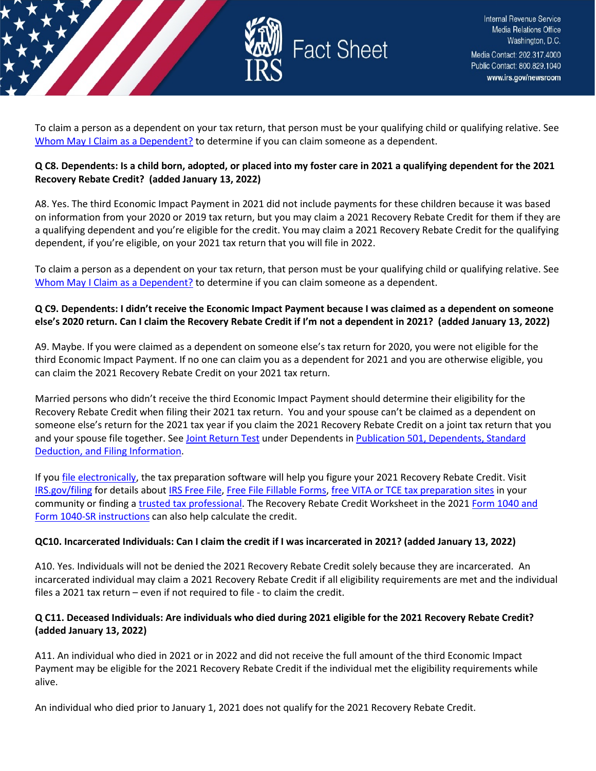To claim a person as a dependent on your tax return, that person must be your qualifying child or qualifying relative. See [Whom May I Claim as a Dependent?](#) to determine if you can claim someone as a dependent.

**Q C8. Dependents: Is a child born, adopted, or placed into my foster care in 2021 a qualifying dependent for the 2021 Recovery Rebate Credit? (added January 13, 2022)**

A8. Yes. The third Economic Impact Payment in 2021 did not include payments for these children because it was based on information from your 2020 or 2019 tax return, but you may claim a 2021 Recovery Rebate Credit for them if they are a qualifying dependent and you're eligible for the credit. You may claim a 2021 Recovery Rebate Credit for the qualifying dependent, if you're eligible, on your 2021 tax return that you will file in 2022.

To claim a person as a dependent on your tax return, that person must be your qualifying child or qualifying relative. See [Whom May I Claim as a Dependent?](#) to determine if you can claim someone as a dependent.

**Q C9. Dependents: I didn't receive the Economic Impact Payment because I was claimed as a dependent on someone else's 2020 return. Can I claim the Recovery Rebate Credit if I'm not a dependent in 2021? (added January 13, 2022)**

A9. Maybe. If you were claimed as a dependent on someone else's tax return for 2020, you were not eligible for the third Economic Impact Payment. If no one can claim you as a dependent for 2021 and you are otherwise eligible, you can claim the 2021 Recovery Rebate Credit on your 2021 tax return.

Married persons who didn't receive the third Economic Impact Payment should determine their eligibility for the Recovery Rebate Credit when filing their 2021 tax return. You and your spouse can't be claimed as a dependent on someone else's return for the 2021 tax year if you claim the 2021 Recovery Rebate Credit on a joint tax return that you and your spouse file together. See [Joint Return Test](#) under Dependents in [Publication 501, Dependents, Standard Deduction, and Filing Information](#).

If you [file electronically](#), the tax preparation software will help you figure your 2021 Recovery Rebate Credit. Visit [IRS.gov/filing](#) for details about [IRS Free File](#), [Free File Fillable Forms](#), [free VITA or TCE tax preparation sites](#) in your community or finding a [trusted tax professional](#). The Recovery Rebate Credit Worksheet in the 2021 [Form 1040 and Form 1040-SR instructions](#) can also help calculate the credit.

**QC10. Incarcerated Individuals: Can I claim the credit if I was incarcerated in 2021? (added January 13, 2022)**

A10. Yes. Individuals will not be denied the 2021 Recovery Rebate Credit solely because they are incarcerated. An incarcerated individual may claim a 2021 Recovery Rebate Credit if all eligibility requirements are met and the individual files a 2021 tax return – even if not required to file - to claim the credit.

**Q C11. Deceased Individuals: Are individuals who died during 2021 eligible for the 2021 Recovery Rebate Credit? (added January 13, 2022)**

A11. An individual who died in 2021 or in 2022 and did not receive the full amount of the third Economic Impact Payment may be eligible for the 2021 Recovery Rebate Credit if the individual met the eligibility requirements while alive.

An individual who died prior to January 1, 2021 does not qualify for the 2021 Recovery Rebate Credit.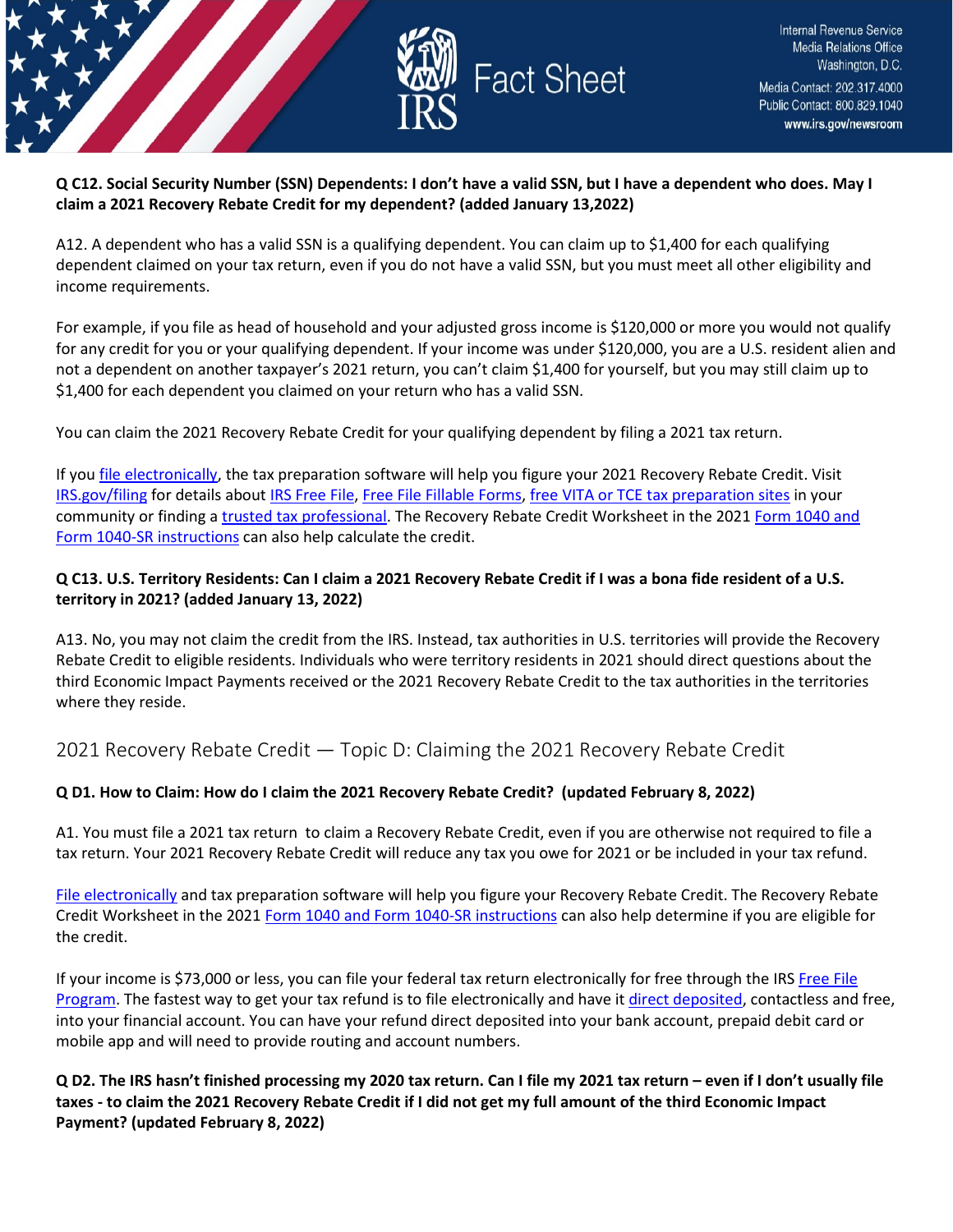**Q C12. Social Security Number (SSN) Dependents: I don't have a valid SSN, but I have a dependent who does. May I claim a 2021 Recovery Rebate Credit for my dependent? (added January 13,2022)**

A12. A dependent who has a valid SSN is a qualifying dependent. You can claim up to $1,400 for each qualifying dependent claimed on your tax return, even if you do not have a valid SSN, but you must meet all other eligibility and income requirements.

For example, if you file as head of household and your adjusted gross income is $120,000 or more you would not qualify for any credit for you or your qualifying dependent. If your income was under $120,000, you are a U.S. resident alien and not a dependent on another taxpayer's 2021 return, you can't claim $1,400 for yourself, but you may still claim up to $1,400 for each dependent you claimed on your return who has a valid SSN.

You can claim the 2021 Recovery Rebate Credit for your qualifying dependent by filing a 2021 tax return.

If you file electronically, the tax preparation software will help you figure your 2021 Recovery Rebate Credit. Visit IRS.gov/filing for details about IRS Free File, Free File Fillable Forms, free VITA or TCE tax preparation sites in your community or finding a trusted tax professional. The Recovery Rebate Credit Worksheet in the 2021 Form 1040 and Form 1040-SR instructions can also help calculate the credit.

**Q C13. U.S. Territory Residents: Can I claim a 2021 Recovery Rebate Credit if I was a bona fide resident of a U.S. territory in 2021? (added January 13, 2022)**

A13. No, you may not claim the credit from the IRS. Instead, tax authorities in U.S. territories will provide the Recovery Rebate Credit to eligible residents. Individuals who were territory residents in 2021 should direct questions about the third Economic Impact Payments received or the 2021 Recovery Rebate Credit to the tax authorities in the territories where they reside.

## 2021 Recovery Rebate Credit — Topic D: Claiming the 2021 Recovery Rebate Credit

**Q D1. How to Claim: How do I claim the 2021 Recovery Rebate Credit? (updated February 8, 2022)**

A1. You must file a 2021 tax return to claim a Recovery Rebate Credit, even if you are otherwise not required to file a tax return. Your 2021 Recovery Rebate Credit will reduce any tax you owe for 2021 or be included in your tax refund.

File electronically and tax preparation software will help you figure your Recovery Rebate Credit. The Recovery Rebate Credit Worksheet in the 2021 Form 1040 and Form 1040-SR instructions can also help determine if you are eligible for the credit.

If your income is $73,000 or less, you can file your federal tax return electronically for free through the IRS Free File Program. The fastest way to get your tax refund is to file electronically and have it direct deposited, contactless and free, into your financial account. You can have your refund direct deposited into your bank account, prepaid debit card or mobile app and will need to provide routing and account numbers.

**Q D2. The IRS hasn't finished processing my 2020 tax return. Can I file my 2021 tax return – even if I don't usually file taxes - to claim the 2021 Recovery Rebate Credit if I did not get my full amount of the third Economic Impact Payment? (updated February 8, 2022)**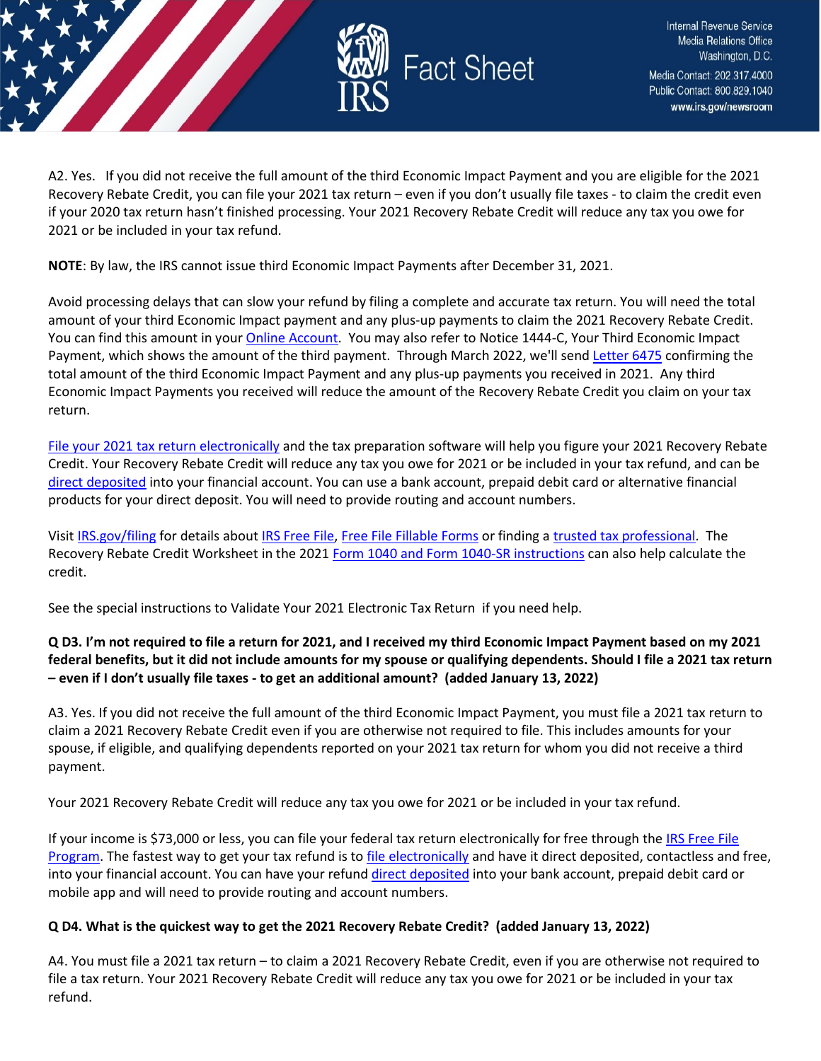A2. Yes.  If you did not receive the full amount of the third Economic Impact Payment and you are eligible for the 2021 Recovery Rebate Credit, you can file your 2021 tax return – even if you don't usually file taxes - to claim the credit even if your 2020 tax return hasn't finished processing. Your 2021 Recovery Rebate Credit will reduce any tax you owe for 2021 or be included in your tax refund.

**NOTE**: By law, the IRS cannot issue third Economic Impact Payments after December 31, 2021.

Avoid processing delays that can slow your refund by filing a complete and accurate tax return. You will need the total amount of your third Economic Impact Payment and any plus-up payments to claim the 2021 Recovery Rebate Credit. You can find this amount in your Online Account.  You may also refer to Notice 1444-C, Your Third Economic Impact Payment, which shows the amount of the third payment.  Through March 2022, we'll send Letter 6475 confirming the total amount of the third Economic Impact Payment and any plus-up payments you received in 2021.  Any third Economic Impact Payments you received will reduce the amount of the Recovery Rebate Credit you claim on your tax return.

File your 2021 tax return electronically and the tax preparation software will help you figure your 2021 Recovery Rebate Credit. Your Recovery Rebate Credit will reduce any tax you owe for 2021 or be included in your tax refund, and can be direct deposited into your financial account. You can use a bank account, prepaid debit card or alternative financial products for your direct deposit. You will need to provide routing and account numbers.

Visit IRS.gov/filing for details about IRS Free File, Free File Fillable Forms or finding a trusted tax professional.  The Recovery Rebate Credit Worksheet in the 2021 Form 1040 and Form 1040-SR instructions can also help calculate the credit.

See the special instructions to Validate Your 2021 Electronic Tax Return  if you need help.

**Q D3. I'm not required to file a return for 2021, and I received my third Economic Impact Payment based on my 2021 federal benefits, but it did not include amounts for my spouse or qualifying dependents. Should I file a 2021 tax return – even if I don't usually file taxes - to get an additional amount?  (added January 13, 2022)**

A3. Yes. If you did not receive the full amount of the third Economic Impact Payment, you must file a 2021 tax return to claim a 2021 Recovery Rebate Credit even if you are otherwise not required to file. This includes amounts for your spouse, if eligible, and qualifying dependents reported on your 2021 tax return for whom you did not receive a third payment.

Your 2021 Recovery Rebate Credit will reduce any tax you owe for 2021 or be included in your tax refund.

If your income is $73,000 or less, you can file your federal tax return electronically for free through the IRS Free File Program. The fastest way to get your tax refund is to file electronically and have it direct deposited, contactless and free, into your financial account. You can have your refund direct deposited into your bank account, prepaid debit card or mobile app and will need to provide routing and account numbers.

**Q D4. What is the quickest way to get the 2021 Recovery Rebate Credit?  (added January 13, 2022)**

A4. You must file a 2021 tax return – to claim a 2021 Recovery Rebate Credit, even if you are otherwise not required to file a tax return. Your 2021 Recovery Rebate Credit will reduce any tax you owe for 2021 or be included in your tax refund.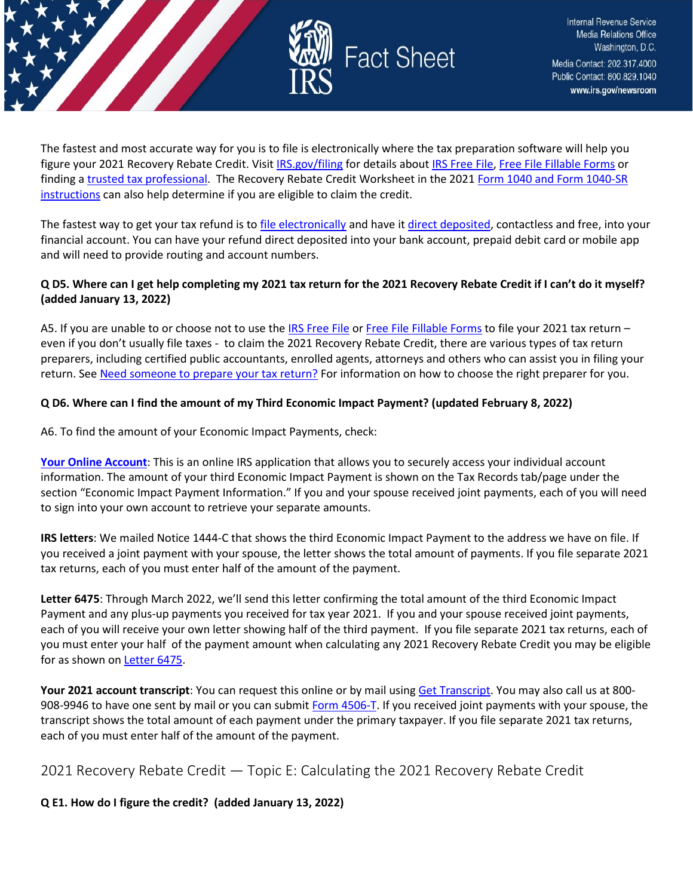The fastest and most accurate way for you is to file is electronically where the tax preparation software will help you figure your 2021 Recovery Rebate Credit. Visit IRS.gov/filing for details about IRS Free File, Free File Fillable Forms or finding a trusted tax professional. The Recovery Rebate Credit Worksheet in the 2021 Form 1040 and Form 1040-SR instructions can also help determine if you are eligible to claim the credit.

The fastest way to get your tax refund is to file electronically and have it direct deposited, contactless and free, into your financial account. You can have your refund direct deposited into your bank account, prepaid debit card or mobile app and will need to provide routing and account numbers.

**Q D5. Where can I get help completing my 2021 tax return for the 2021 Recovery Rebate Credit if I can't do it myself? (added January 13, 2022)**

A5. If you are unable to or choose not to use the IRS Free File or Free File Fillable Forms to file your 2021 tax return – even if you don't usually file taxes - to claim the 2021 Recovery Rebate Credit, there are various types of tax return preparers, including certified public accountants, enrolled agents, attorneys and others who can assist you in filing your return. See Need someone to prepare your tax return? For information on how to choose the right preparer for you.

**Q D6. Where can I find the amount of my Third Economic Impact Payment? (updated February 8, 2022)**

A6. To find the amount of your Economic Impact Payments, check:

**Your Online Account**: This is an online IRS application that allows you to securely access your individual account information. The amount of your third Economic Impact Payment is shown on the Tax Records tab/page under the section "Economic Impact Payment Information." If you and your spouse received joint payments, each of you will need to sign into your own account to retrieve your separate amounts.

**IRS letters**: We mailed Notice 1444-C that shows the third Economic Impact Payment to the address we have on file. If you received a joint payment with your spouse, the letter shows the total amount of payments. If you file separate 2021 tax returns, each of you must enter half of the amount of the payment.

**Letter 6475**: Through March 2022, we'll send this letter confirming the total amount of the third Economic Impact Payment and any plus-up payments you received for tax year 2021. If you and your spouse received joint payments, each of you will receive your own letter showing half of the third payment. If you file separate 2021 tax returns, each of you must enter your half of the payment amount when calculating any 2021 Recovery Rebate Credit you may be eligible for as shown on Letter 6475.

**Your 2021 account transcript**: You can request this online or by mail using Get Transcript. You may also call us at 800-908-9946 to have one sent by mail or you can submit Form 4506-T. If you received joint payments with your spouse, the transcript shows the total amount of each payment under the primary taxpayer. If you file separate 2021 tax returns, each of you must enter half of the amount of the payment.

## 2021 Recovery Rebate Credit — Topic E: Calculating the 2021 Recovery Rebate Credit

**Q E1. How do I figure the credit? (added January 13, 2022)**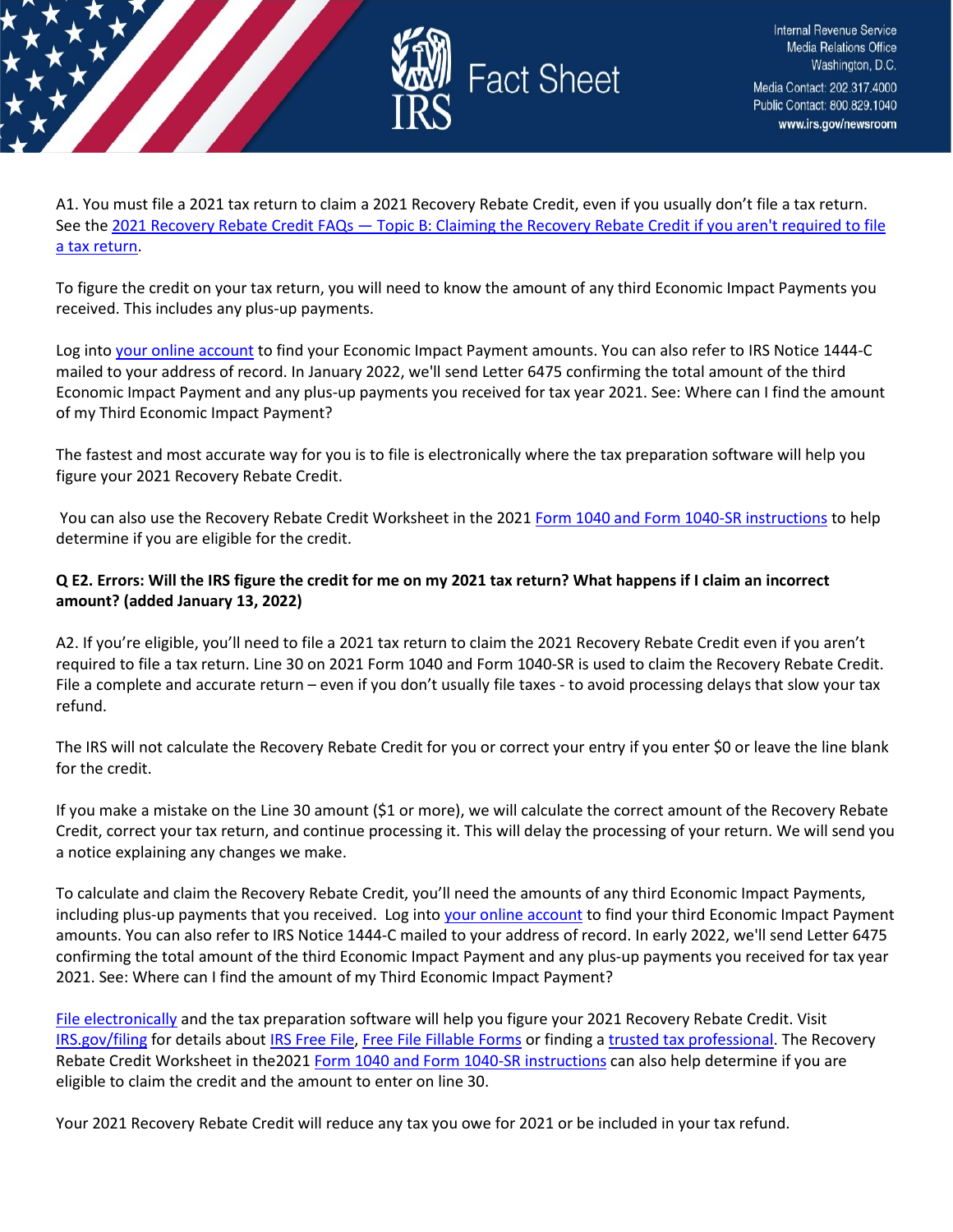A1. You must file a 2021 tax return to claim a 2021 Recovery Rebate Credit, even if you usually don't file a tax return. See the [2021 Recovery Rebate Credit FAQs — Topic B: Claiming the Recovery Rebate Credit if you aren't required to file a tax return](#).

To figure the credit on your tax return, you will need to know the amount of any third Economic Impact Payments you received. This includes any plus-up payments.

Log into [your online account](#) to find your Economic Impact Payment amounts. You can also refer to IRS Notice 1444-C mailed to your address of record. In January 2022, we'll send Letter 6475 confirming the total amount of the third Economic Impact Payment and any plus-up payments you received for tax year 2021. See: Where can I find the amount of my Third Economic Impact Payment?

The fastest and most accurate way for you is to file is electronically where the tax preparation software will help you figure your 2021 Recovery Rebate Credit.

You can also use the Recovery Rebate Credit Worksheet in the 2021 [Form 1040 and Form 1040-SR instructions](#) to help determine if you are eligible for the credit.

**Q E2. Errors: Will the IRS figure the credit for me on my 2021 tax return? What happens if I claim an incorrect amount? (added January 13, 2022)**

A2. If you're eligible, you'll need to file a 2021 tax return to claim the 2021 Recovery Rebate Credit even if you aren't required to file a tax return. Line 30 on 2021 Form 1040 and Form 1040-SR is used to claim the Recovery Rebate Credit. File a complete and accurate return – even if you don't usually file taxes - to avoid processing delays that slow your tax refund.

The IRS will not calculate the Recovery Rebate Credit for you or correct your entry if you enter $0 or leave the line blank for the credit.

If you make a mistake on the Line 30 amount ($1 or more), we will calculate the correct amount of the Recovery Rebate Credit, correct your tax return, and continue processing it. This will delay the processing of your return. We will send you a notice explaining any changes we make.

To calculate and claim the Recovery Rebate Credit, you'll need the amounts of any third Economic Impact Payments, including plus-up payments that you received. Log into [your online account](#) to find your third Economic Impact Payment amounts. You can also refer to IRS Notice 1444-C mailed to your address of record. In early 2022, we'll send Letter 6475 confirming the total amount of the third Economic Impact Payment and any plus-up payments you received for tax year 2021. See: Where can I find the amount of my Third Economic Impact Payment?

[File electronically](#) and the tax preparation software will help you figure your 2021 Recovery Rebate Credit. Visit [IRS.gov/filing](#) for details about [IRS Free File](#), [Free File Fillable Forms](#) or finding a [trusted tax professional](#). The Recovery Rebate Credit Worksheet in the2021 [Form 1040 and Form 1040-SR instructions](#) can also help determine if you are eligible to claim the credit and the amount to enter on line 30.

Your 2021 Recovery Rebate Credit will reduce any tax you owe for 2021 or be included in your tax refund.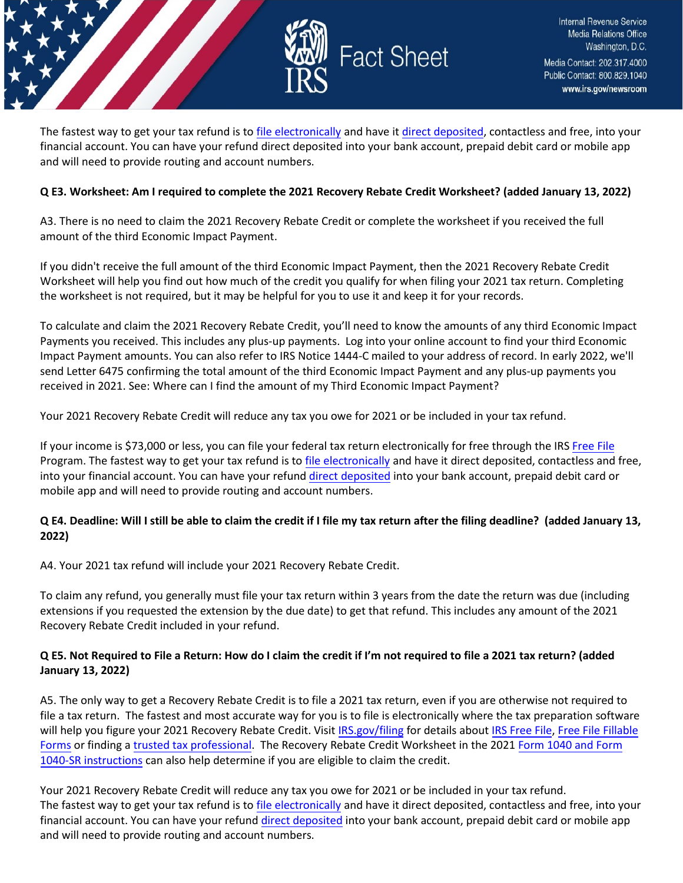The fastest way to get your tax refund is to file electronically and have it direct deposited, contactless and free, into your financial account. You can have your refund direct deposited into your bank account, prepaid debit card or mobile app and will need to provide routing and account numbers.

**Q E3. Worksheet: Am I required to complete the 2021 Recovery Rebate Credit Worksheet? (added January 13, 2022)**

A3. There is no need to claim the 2021 Recovery Rebate Credit or complete the worksheet if you received the full amount of the third Economic Impact Payment.

If you didn't receive the full amount of the third Economic Impact Payment, then the 2021 Recovery Rebate Credit Worksheet will help you find out how much of the credit you qualify for when filing your 2021 tax return. Completing the worksheet is not required, but it may be helpful for you to use it and keep it for your records.

To calculate and claim the 2021 Recovery Rebate Credit, you'll need to know the amounts of any third Economic Impact Payments you received. This includes any plus-up payments. Log into your online account to find your third Economic Impact Payment amounts. You can also refer to IRS Notice 1444-C mailed to your address of record. In early 2022, we'll send Letter 6475 confirming the total amount of the third Economic Impact Payment and any plus-up payments you received in 2021. See: Where can I find the amount of my Third Economic Impact Payment?

Your 2021 Recovery Rebate Credit will reduce any tax you owe for 2021 or be included in your tax refund.

If your income is $73,000 or less, you can file your federal tax return electronically for free through the IRS Free File Program. The fastest way to get your tax refund is to file electronically and have it direct deposited, contactless and free, into your financial account. You can have your refund direct deposited into your bank account, prepaid debit card or mobile app and will need to provide routing and account numbers.

**Q E4. Deadline: Will I still be able to claim the credit if I file my tax return after the filing deadline? (added January 13, 2022)**

A4. Your 2021 tax refund will include your 2021 Recovery Rebate Credit.

To claim any refund, you generally must file your tax return within 3 years from the date the return was due (including extensions if you requested the extension by the due date) to get that refund. This includes any amount of the 2021 Recovery Rebate Credit included in your refund.

**Q E5. Not Required to File a Return: How do I claim the credit if I'm not required to file a 2021 tax return? (added January 13, 2022)**

A5. The only way to get a Recovery Rebate Credit is to file a 2021 tax return, even if you are otherwise not required to file a tax return. The fastest and most accurate way for you is to file is electronically where the tax preparation software will help you figure your 2021 Recovery Rebate Credit. Visit IRS.gov/filing for details about IRS Free File, Free File Fillable Forms or finding a trusted tax professional. The Recovery Rebate Credit Worksheet in the 2021 Form 1040 and Form 1040-SR instructions can also help determine if you are eligible to claim the credit.

Your 2021 Recovery Rebate Credit will reduce any tax you owe for 2021 or be included in your tax refund.
The fastest way to get your tax refund is to file electronically and have it direct deposited, contactless and free, into your financial account. You can have your refund direct deposited into your bank account, prepaid debit card or mobile app and will need to provide routing and account numbers.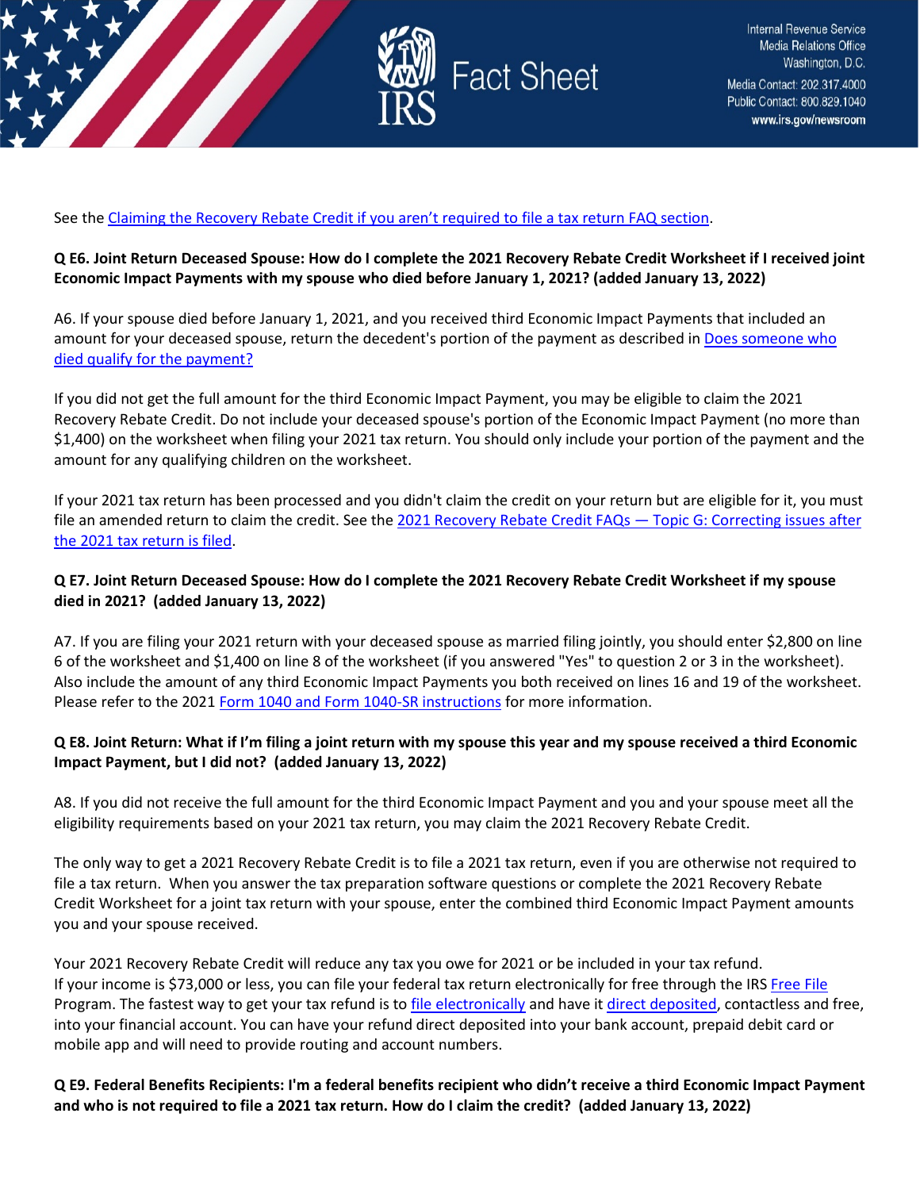See the Claiming the Recovery Rebate Credit if you aren't required to file a tax return FAQ section.

**Q E6. Joint Return Deceased Spouse: How do I complete the 2021 Recovery Rebate Credit Worksheet if I received joint Economic Impact Payments with my spouse who died before January 1, 2021? (added January 13, 2022)**

A6. If your spouse died before January 1, 2021, and you received third Economic Impact Payments that included an amount for your deceased spouse, return the decedent's portion of the payment as described in Does someone who died qualify for the payment?

If you did not get the full amount for the third Economic Impact Payment, you may be eligible to claim the 2021 Recovery Rebate Credit. Do not include your deceased spouse's portion of the Economic Impact Payment (no more than $1,400) on the worksheet when filing your 2021 tax return. You should only include your portion of the payment and the amount for any qualifying children on the worksheet.

If your 2021 tax return has been processed and you didn't claim the credit on your return but are eligible for it, you must file an amended return to claim the credit. See the 2021 Recovery Rebate Credit FAQs — Topic G: Correcting issues after the 2021 tax return is filed.

**Q E7. Joint Return Deceased Spouse: How do I complete the 2021 Recovery Rebate Credit Worksheet if my spouse died in 2021? (added January 13, 2022)**

A7. If you are filing your 2021 return with your deceased spouse as married filing jointly, you should enter $2,800 on line 6 of the worksheet and $1,400 on line 8 of the worksheet (if you answered "Yes" to question 2 or 3 in the worksheet). Also include the amount of any third Economic Impact Payments you both received on lines 16 and 19 of the worksheet. Please refer to the 2021 Form 1040 and Form 1040-SR instructions for more information.

**Q E8. Joint Return: What if I'm filing a joint return with my spouse this year and my spouse received a third Economic Impact Payment, but I did not? (added January 13, 2022)**

A8. If you did not receive the full amount for the third Economic Impact Payment and you and your spouse meet all the eligibility requirements based on your 2021 tax return, you may claim the 2021 Recovery Rebate Credit.

The only way to get a 2021 Recovery Rebate Credit is to file a 2021 tax return, even if you are otherwise not required to file a tax return. When you answer the tax preparation software questions or complete the 2021 Recovery Rebate Credit Worksheet for a joint tax return with your spouse, enter the combined third Economic Impact Payment amounts you and your spouse received.

Your 2021 Recovery Rebate Credit will reduce any tax you owe for 2021 or be included in your tax refund. If your income is $73,000 or less, you can file your federal tax return electronically for free through the IRS Free File Program. The fastest way to get your tax refund is to file electronically and have it direct deposited, contactless and free, into your financial account. You can have your refund direct deposited into your bank account, prepaid debit card or mobile app and will need to provide routing and account numbers.

**Q E9. Federal Benefits Recipients: I'm a federal benefits recipient who didn't receive a third Economic Impact Payment and who is not required to file a 2021 tax return. How do I claim the credit? (added January 13, 2022)**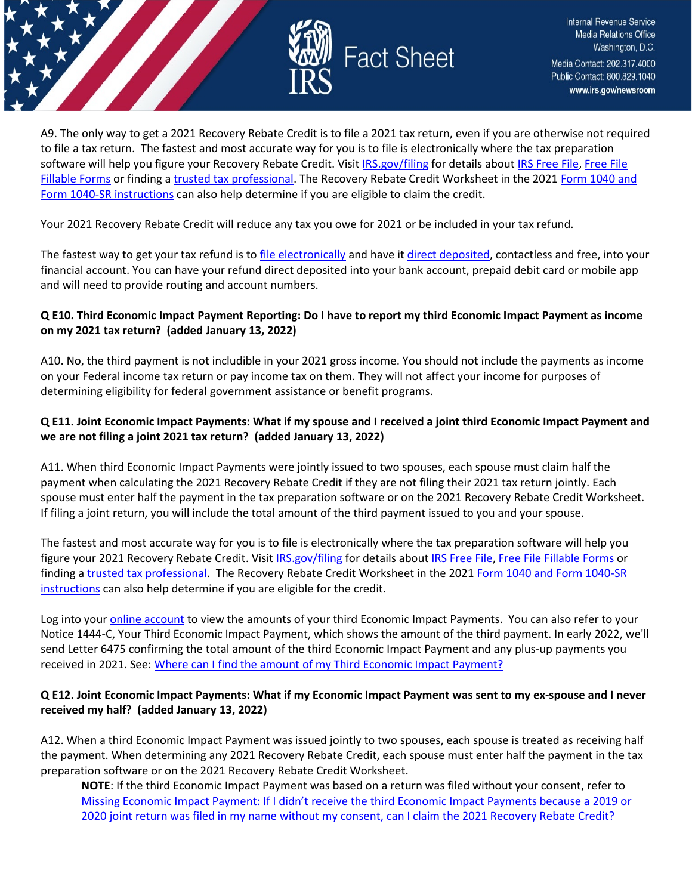A9. The only way to get a 2021 Recovery Rebate Credit is to file a 2021 tax return, even if you are otherwise not required to file a tax return. The fastest and most accurate way for you is to file is electronically where the tax preparation software will help you figure your Recovery Rebate Credit. Visit IRS.gov/filing for details about IRS Free File, Free File Fillable Forms or finding a trusted tax professional. The Recovery Rebate Credit Worksheet in the 2021 Form 1040 and Form 1040-SR instructions can also help determine if you are eligible to claim the credit.

Your 2021 Recovery Rebate Credit will reduce any tax you owe for 2021 or be included in your tax refund.

The fastest way to get your tax refund is to file electronically and have it direct deposited, contactless and free, into your financial account. You can have your refund direct deposited into your bank account, prepaid debit card or mobile app and will need to provide routing and account numbers.

**Q E10. Third Economic Impact Payment Reporting: Do I have to report my third Economic Impact Payment as income on my 2021 tax return? (added January 13, 2022)**

A10. No, the third payment is not includible in your 2021 gross income. You should not include the payments as income on your Federal income tax return or pay income tax on them. They will not affect your income for purposes of determining eligibility for federal government assistance or benefit programs.

**Q E11. Joint Economic Impact Payments: What if my spouse and I received a joint third Economic Impact Payment and we are not filing a joint 2021 tax return? (added January 13, 2022)**

A11. When third Economic Impact Payments were jointly issued to two spouses, each spouse must claim half the payment when calculating the 2021 Recovery Rebate Credit if they are not filing their 2021 tax return jointly. Each spouse must enter half the payment in the tax preparation software or on the 2021 Recovery Rebate Credit Worksheet. If filing a joint return, you will include the total amount of the third payment issued to you and your spouse.

The fastest and most accurate way for you is to file is electronically where the tax preparation software will help you figure your 2021 Recovery Rebate Credit. Visit IRS.gov/filing for details about IRS Free File, Free File Fillable Forms or finding a trusted tax professional. The Recovery Rebate Credit Worksheet in the 2021 Form 1040 and Form 1040-SR instructions can also help determine if you are eligible for the credit.

Log into your online account to view the amounts of your third Economic Impact Payments. You can also refer to your Notice 1444-C, Your Third Economic Impact Payment, which shows the amount of the third payment. In early 2022, we'll send Letter 6475 confirming the total amount of the third Economic Impact Payment and any plus-up payments you received in 2021. See: Where can I find the amount of my Third Economic Impact Payment?

**Q E12. Joint Economic Impact Payments: What if my Economic Impact Payment was sent to my ex-spouse and I never received my half? (added January 13, 2022)**

A12. When a third Economic Impact Payment was issued jointly to two spouses, each spouse is treated as receiving half the payment. When determining any 2021 Recovery Rebate Credit, each spouse must enter half the payment in the tax preparation software or on the 2021 Recovery Rebate Credit Worksheet.

> **NOTE**: If the third Economic Impact Payment was based on a return was filed without your consent, refer to Missing Economic Impact Payment: If I didn't receive the third Economic Impact Payments because a 2019 or 2020 joint return was filed in my name without my consent, can I claim the 2021 Recovery Rebate Credit?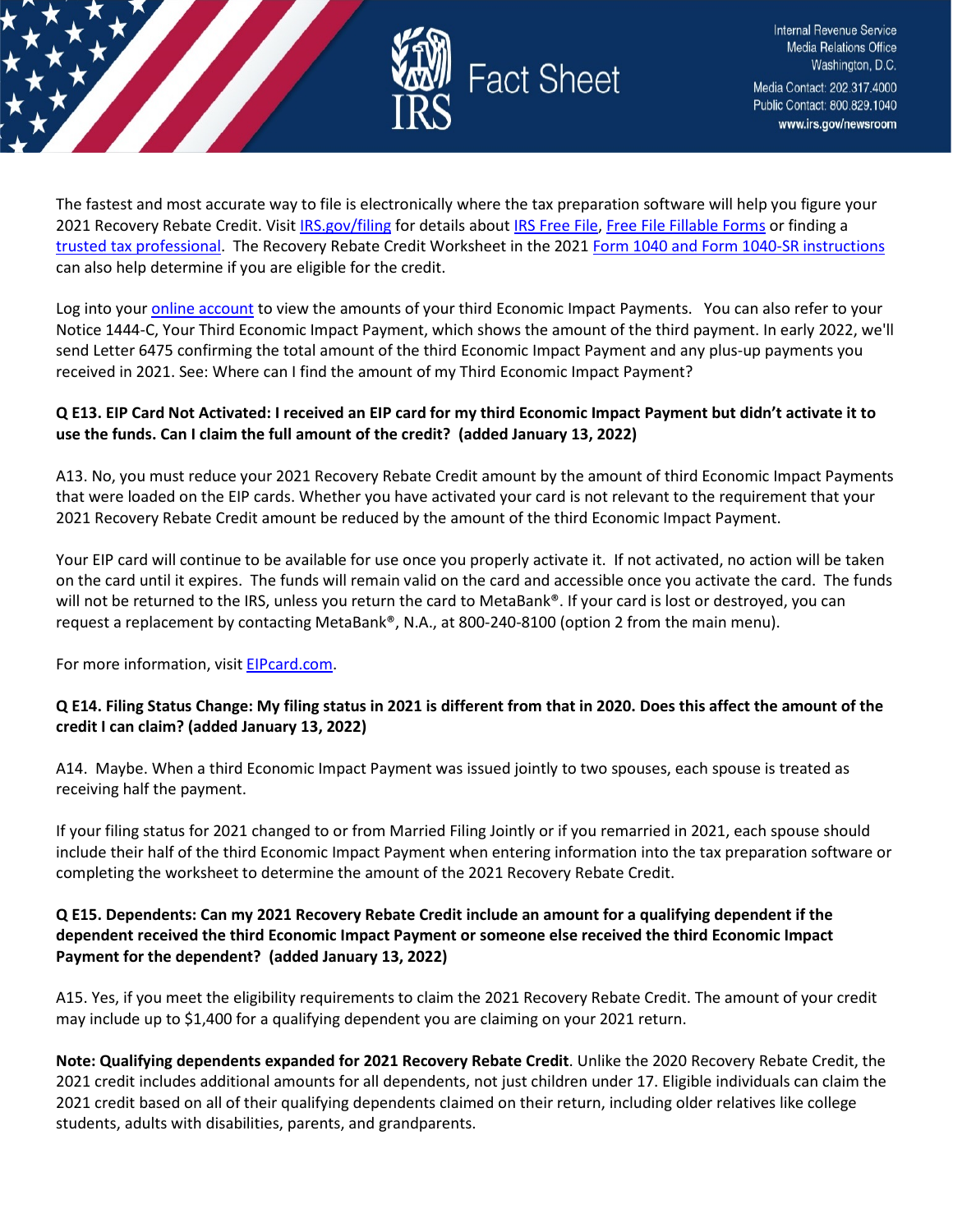The fastest and most accurate way to file is electronically where the tax preparation software will help you figure your 2021 Recovery Rebate Credit. Visit IRS.gov/filing for details about IRS Free File, Free File Fillable Forms or finding a trusted tax professional. The Recovery Rebate Credit Worksheet in the 2021 Form 1040 and Form 1040-SR instructions can also help determine if you are eligible for the credit.

Log into your online account to view the amounts of your third Economic Impact Payments. You can also refer to your Notice 1444-C, Your Third Economic Impact Payment, which shows the amount of the third payment. In early 2022, we'll send Letter 6475 confirming the total amount of the third Economic Impact Payment and any plus-up payments you received in 2021. See: Where can I find the amount of my Third Economic Impact Payment?

**Q E13. EIP Card Not Activated: I received an EIP card for my third Economic Impact Payment but didn't activate it to use the funds. Can I claim the full amount of the credit? (added January 13, 2022)**

A13. No, you must reduce your 2021 Recovery Rebate Credit amount by the amount of third Economic Impact Payments that were loaded on the EIP cards. Whether you have activated your card is not relevant to the requirement that your 2021 Recovery Rebate Credit amount be reduced by the amount of the third Economic Impact Payment.

Your EIP card will continue to be available for use once you properly activate it. If not activated, no action will be taken on the card until it expires. The funds will remain valid on the card and accessible once you activate the card. The funds will not be returned to the IRS, unless you return the card to MetaBank®. If your card is lost or destroyed, you can request a replacement by contacting MetaBank®, N.A., at 800-240-8100 (option 2 from the main menu).

For more information, visit EIPcard.com.

**Q E14. Filing Status Change: My filing status in 2021 is different from that in 2020. Does this affect the amount of the credit I can claim? (added January 13, 2022)**

A14. Maybe. When a third Economic Impact Payment was issued jointly to two spouses, each spouse is treated as receiving half the payment.

If your filing status for 2021 changed to or from Married Filing Jointly or if you remarried in 2021, each spouse should include their half of the third Economic Impact Payment when entering information into the tax preparation software or completing the worksheet to determine the amount of the 2021 Recovery Rebate Credit.

**Q E15. Dependents: Can my 2021 Recovery Rebate Credit include an amount for a qualifying dependent if the dependent received the third Economic Impact Payment or someone else received the third Economic Impact Payment for the dependent? (added January 13, 2022)**

A15. Yes, if you meet the eligibility requirements to claim the 2021 Recovery Rebate Credit. The amount of your credit may include up to $1,400 for a qualifying dependent you are claiming on your 2021 return.

**Note: Qualifying dependents expanded for 2021 Recovery Rebate Credit**. Unlike the 2020 Recovery Rebate Credit, the 2021 credit includes additional amounts for all dependents, not just children under 17. Eligible individuals can claim the 2021 credit based on all of their qualifying dependents claimed on their return, including older relatives like college students, adults with disabilities, parents, and grandparents.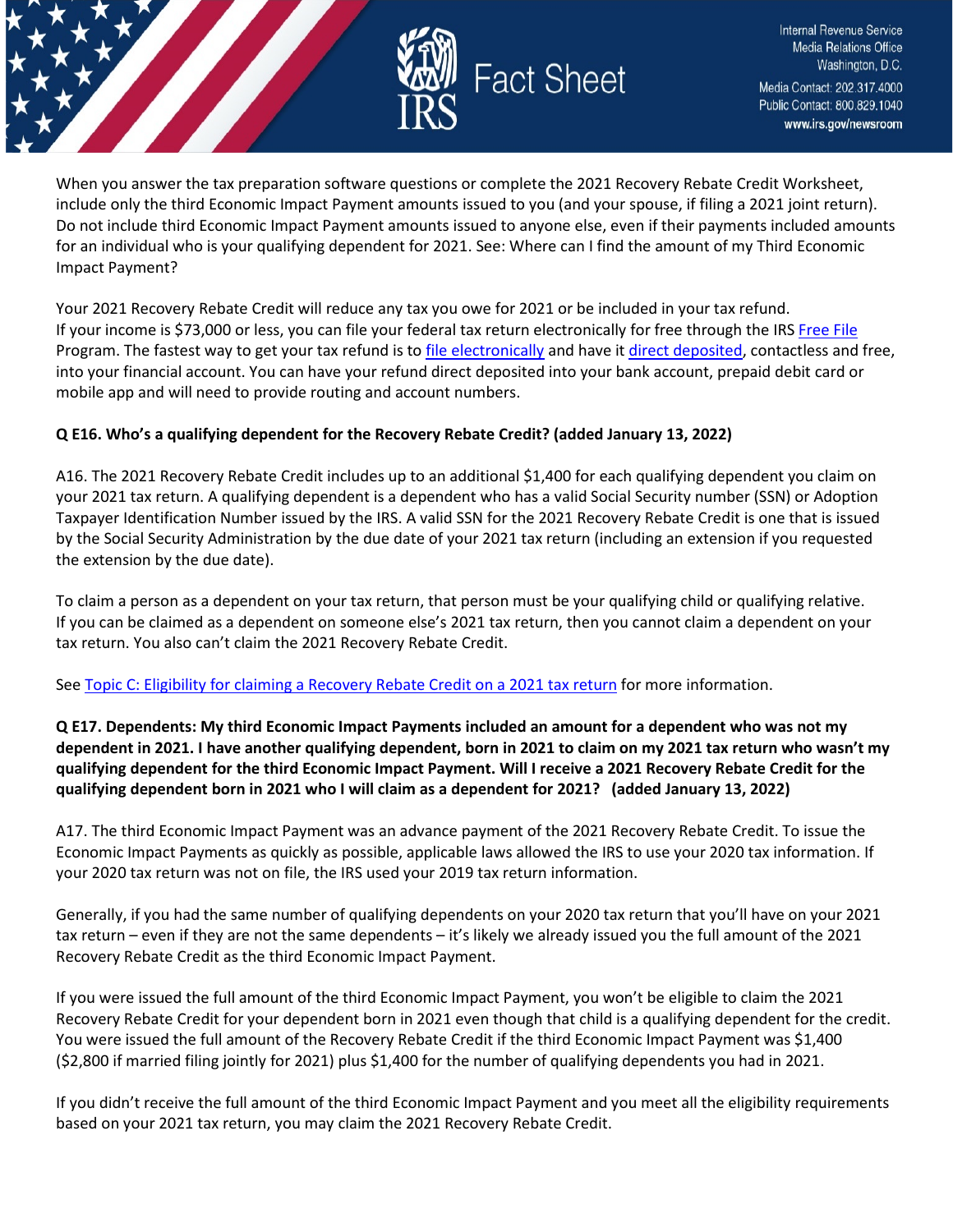When you answer the tax preparation software questions or complete the 2021 Recovery Rebate Credit Worksheet, include only the third Economic Impact Payment amounts issued to you (and your spouse, if filing a 2021 joint return). Do not include third Economic Impact Payment amounts issued to anyone else, even if their payments included amounts for an individual who is your qualifying dependent for 2021. See: Where can I find the amount of my Third Economic Impact Payment?

Your 2021 Recovery Rebate Credit will reduce any tax you owe for 2021 or be included in your tax refund. If your income is $73,000 or less, you can file your federal tax return electronically for free through the IRS Free File Program. The fastest way to get your tax refund is to file electronically and have it direct deposited, contactless and free, into your financial account. You can have your refund direct deposited into your bank account, prepaid debit card or mobile app and will need to provide routing and account numbers.

**Q E16. Who's a qualifying dependent for the Recovery Rebate Credit? (added January 13, 2022)**

A16. The 2021 Recovery Rebate Credit includes up to an additional $1,400 for each qualifying dependent you claim on your 2021 tax return. A qualifying dependent is a dependent who has a valid Social Security number (SSN) or Adoption Taxpayer Identification Number issued by the IRS. A valid SSN for the 2021 Recovery Rebate Credit is one that is issued by the Social Security Administration by the due date of your 2021 tax return (including an extension if you requested the extension by the due date).

To claim a person as a dependent on your tax return, that person must be your qualifying child or qualifying relative. If you can be claimed as a dependent on someone else's 2021 tax return, then you cannot claim a dependent on your tax return. You also can't claim the 2021 Recovery Rebate Credit.

See Topic C: Eligibility for claiming a Recovery Rebate Credit on a 2021 tax return for more information.

**Q E17. Dependents: My third Economic Impact Payments included an amount for a dependent who was not my dependent in 2021. I have another qualifying dependent, born in 2021 to claim on my 2021 tax return who wasn't my qualifying dependent for the third Economic Impact Payment. Will I receive a 2021 Recovery Rebate Credit for the qualifying dependent born in 2021 who I will claim as a dependent for 2021? (added January 13, 2022)**

A17. The third Economic Impact Payment was an advance payment of the 2021 Recovery Rebate Credit. To issue the Economic Impact Payments as quickly as possible, applicable laws allowed the IRS to use your 2020 tax information. If your 2020 tax return was not on file, the IRS used your 2019 tax return information.

Generally, if you had the same number of qualifying dependents on your 2020 tax return that you'll have on your 2021 tax return – even if they are not the same dependents – it's likely we already issued you the full amount of the 2021 Recovery Rebate Credit as the third Economic Impact Payment.

If you were issued the full amount of the third Economic Impact Payment, you won't be eligible to claim the 2021 Recovery Rebate Credit for your dependent born in 2021 even though that child is a qualifying dependent for the credit. You were issued the full amount of the Recovery Rebate Credit if the third Economic Impact Payment was $1,400 ($2,800 if married filing jointly for 2021) plus $1,400 for the number of qualifying dependents you had in 2021.

If you didn't receive the full amount of the third Economic Impact Payment and you meet all the eligibility requirements based on your 2021 tax return, you may claim the 2021 Recovery Rebate Credit.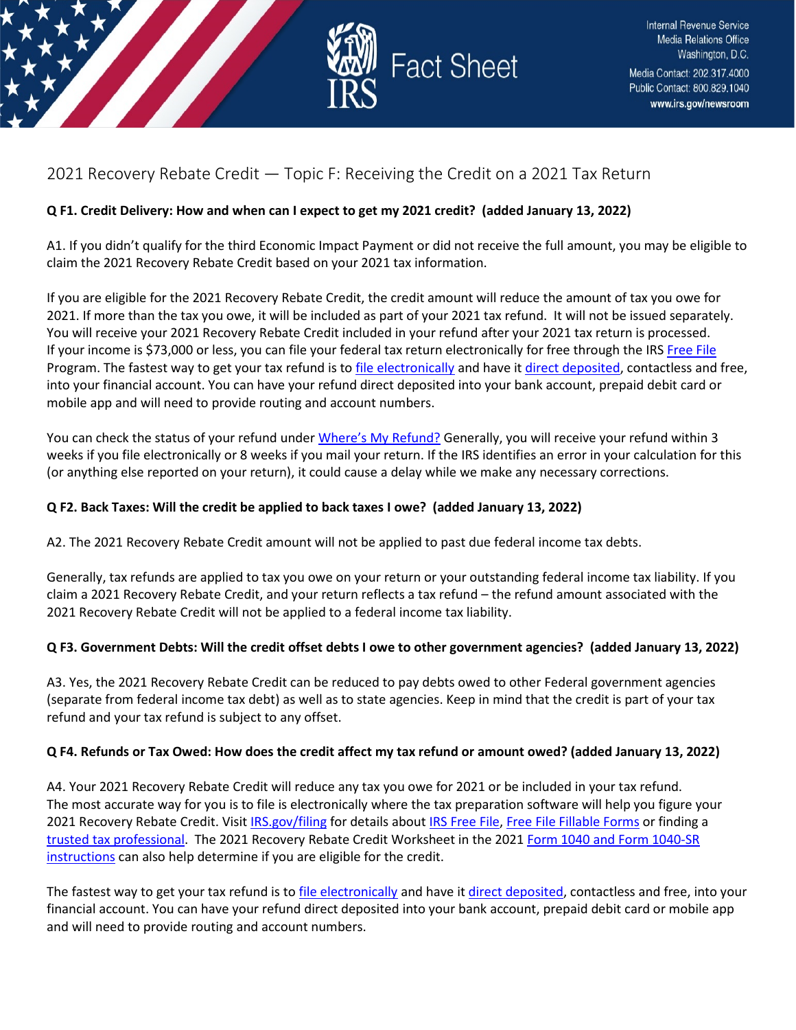## 2021 Recovery Rebate Credit — Topic F: Receiving the Credit on a 2021 Tax Return

**Q F1. Credit Delivery: How and when can I expect to get my 2021 credit? (added January 13, 2022)**

A1. If you didn't qualify for the third Economic Impact Payment or did not receive the full amount, you may be eligible to claim the 2021 Recovery Rebate Credit based on your 2021 tax information.

If you are eligible for the 2021 Recovery Rebate Credit, the credit amount will reduce the amount of tax you owe for 2021. If more than the tax you owe, it will be included as part of your 2021 tax refund. It will not be issued separately. You will receive your 2021 Recovery Rebate Credit included in your refund after your 2021 tax return is processed. If your income is $73,000 or less, you can file your federal tax return electronically for free through the IRS Free File Program. The fastest way to get your tax refund is to file electronically and have it direct deposited, contactless and free, into your financial account. You can have your refund direct deposited into your bank account, prepaid debit card or mobile app and will need to provide routing and account numbers.

You can check the status of your refund under Where's My Refund? Generally, you will receive your refund within 3 weeks if you file electronically or 8 weeks if you mail your return. If the IRS identifies an error in your calculation for this (or anything else reported on your return), it could cause a delay while we make any necessary corrections.

**Q F2. Back Taxes: Will the credit be applied to back taxes I owe? (added January 13, 2022)**

A2. The 2021 Recovery Rebate Credit amount will not be applied to past due federal income tax debts.

Generally, tax refunds are applied to tax you owe on your return or your outstanding federal income tax liability. If you claim a 2021 Recovery Rebate Credit, and your return reflects a tax refund – the refund amount associated with the 2021 Recovery Rebate Credit will not be applied to a federal income tax liability.

**Q F3. Government Debts: Will the credit offset debts I owe to other government agencies? (added January 13, 2022)**

A3. Yes, the 2021 Recovery Rebate Credit can be reduced to pay debts owed to other Federal government agencies (separate from federal income tax debt) as well as to state agencies. Keep in mind that the credit is part of your tax refund and your tax refund is subject to any offset.

**Q F4. Refunds or Tax Owed: How does the credit affect my tax refund or amount owed? (added January 13, 2022)**

A4. Your 2021 Recovery Rebate Credit will reduce any tax you owe for 2021 or be included in your tax refund. The most accurate way for you is to file is electronically where the tax preparation software will help you figure your 2021 Recovery Rebate Credit. Visit IRS.gov/filing for details about IRS Free File, Free File Fillable Forms or finding a trusted tax professional. The 2021 Recovery Rebate Credit Worksheet in the 2021 Form 1040 and Form 1040-SR instructions can also help determine if you are eligible for the credit.

The fastest way to get your tax refund is to file electronically and have it direct deposited, contactless and free, into your financial account. You can have your refund direct deposited into your bank account, prepaid debit card or mobile app and will need to provide routing and account numbers.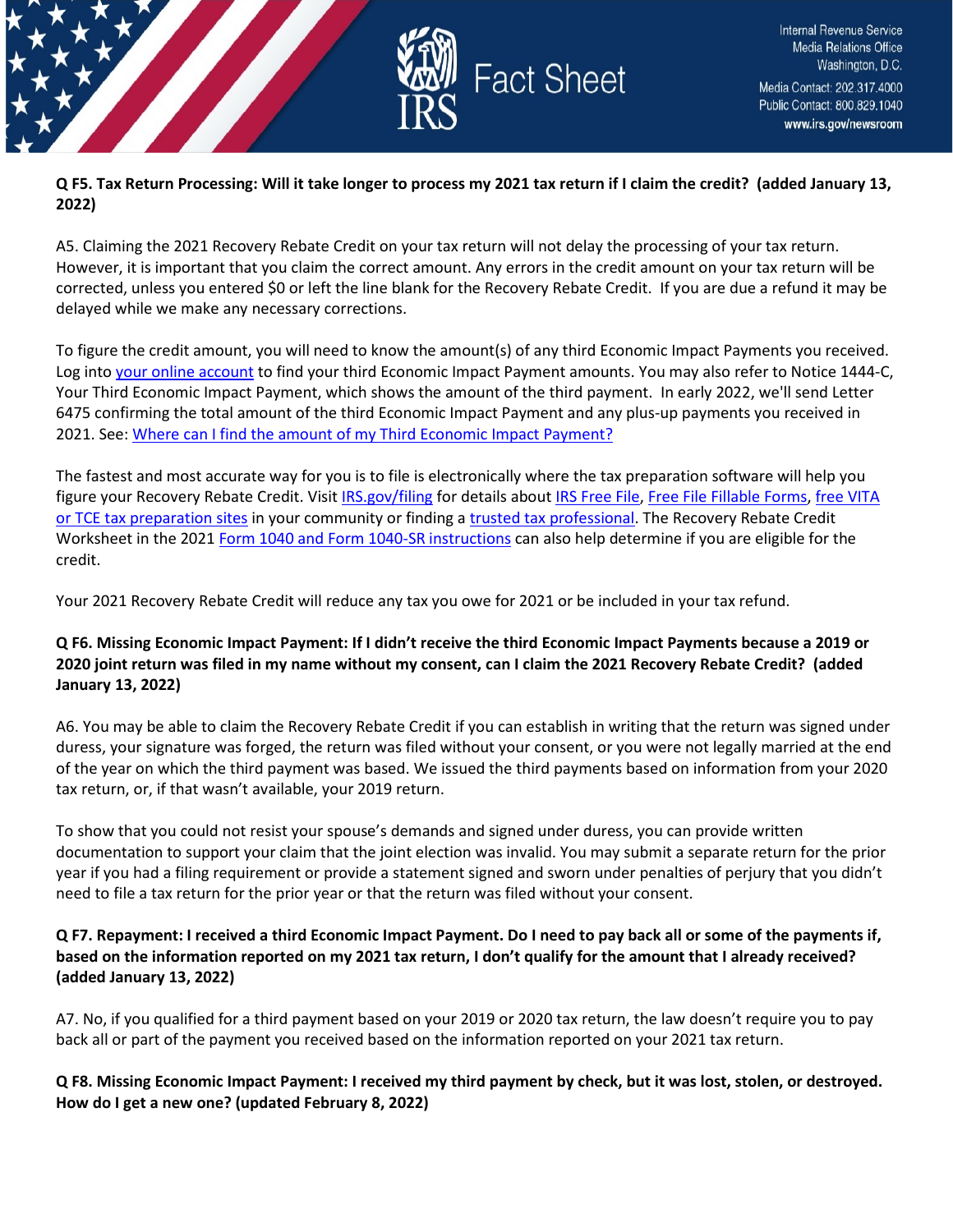**Q F5. Tax Return Processing: Will it take longer to process my 2021 tax return if I claim the credit? (added January 13, 2022)**

A5. Claiming the 2021 Recovery Rebate Credit on your tax return will not delay the processing of your tax return. However, it is important that you claim the correct amount. Any errors in the credit amount on your tax return will be corrected, unless you entered $0 or left the line blank for the Recovery Rebate Credit. If you are due a refund it may be delayed while we make any necessary corrections.

To figure the credit amount, you will need to know the amount(s) of any third Economic Impact Payments you received. Log into your online account to find your third Economic Impact Payment amounts. You may also refer to Notice 1444-C, Your Third Economic Impact Payment, which shows the amount of the third payment. In early 2022, we'll send Letter 6475 confirming the total amount of the third Economic Impact Payment and any plus-up payments you received in 2021. See: Where can I find the amount of my Third Economic Impact Payment?

The fastest and most accurate way for you is to file is electronically where the tax preparation software will help you figure your Recovery Rebate Credit. Visit IRS.gov/filing for details about IRS Free File, Free File Fillable Forms, free VITA or TCE tax preparation sites in your community or finding a trusted tax professional. The Recovery Rebate Credit Worksheet in the 2021 Form 1040 and Form 1040-SR instructions can also help determine if you are eligible for the credit.

Your 2021 Recovery Rebate Credit will reduce any tax you owe for 2021 or be included in your tax refund.

**Q F6. Missing Economic Impact Payment: If I didn't receive the third Economic Impact Payments because a 2019 or 2020 joint return was filed in my name without my consent, can I claim the 2021 Recovery Rebate Credit? (added January 13, 2022)**

A6. You may be able to claim the Recovery Rebate Credit if you can establish in writing that the return was signed under duress, your signature was forged, the return was filed without your consent, or you were not legally married at the end of the year on which the third payment was based. We issued the third payments based on information from your 2020 tax return, or, if that wasn't available, your 2019 return.

To show that you could not resist your spouse's demands and signed under duress, you can provide written documentation to support your claim that the joint election was invalid. You may submit a separate return for the prior year if you had a filing requirement or provide a statement signed and sworn under penalties of perjury that you didn't need to file a tax return for the prior year or that the return was filed without your consent.

**Q F7. Repayment: I received a third Economic Impact Payment. Do I need to pay back all or some of the payments if, based on the information reported on my 2021 tax return, I don't qualify for the amount that I already received? (added January 13, 2022)**

A7. No, if you qualified for a third payment based on your 2019 or 2020 tax return, the law doesn't require you to pay back all or part of the payment you received based on the information reported on your 2021 tax return.

**Q F8. Missing Economic Impact Payment: I received my third payment by check, but it was lost, stolen, or destroyed. How do I get a new one? (updated February 8, 2022)**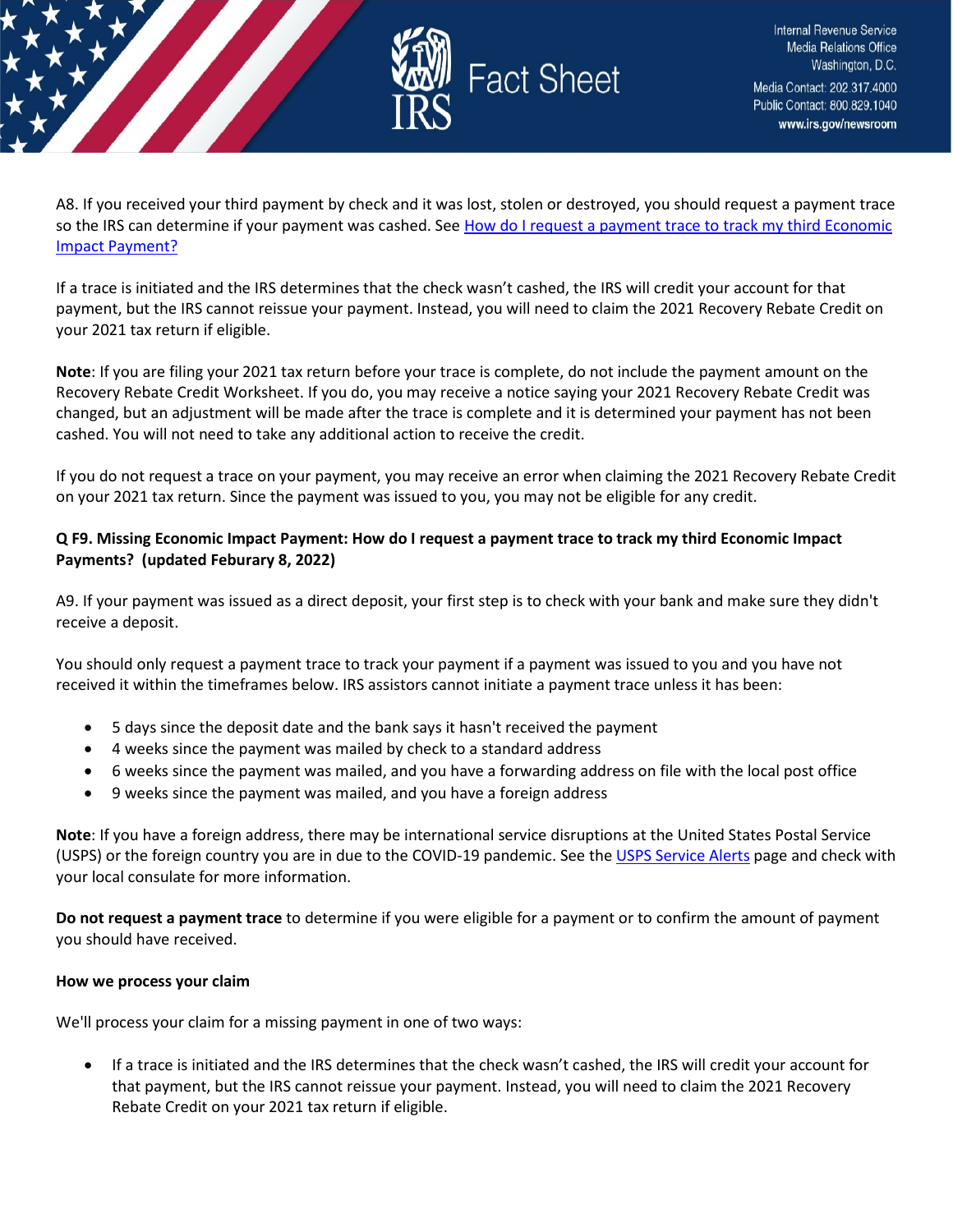A8. If you received your third payment by check and it was lost, stolen or destroyed, you should request a payment trace so the IRS can determine if your payment was cashed. See How do I request a payment trace to track my third Economic Impact Payment?

If a trace is initiated and the IRS determines that the check wasn't cashed, the IRS will credit your account for that payment, but the IRS cannot reissue your payment. Instead, you will need to claim the 2021 Recovery Rebate Credit on your 2021 tax return if eligible.

**Note**: If you are filing your 2021 tax return before your trace is complete, do not include the payment amount on the Recovery Rebate Credit Worksheet. If you do, you may receive a notice saying your 2021 Recovery Rebate Credit was changed, but an adjustment will be made after the trace is complete and it is determined your payment has not been cashed. You will not need to take any additional action to receive the credit.

If you do not request a trace on your payment, you may receive an error when claiming the 2021 Recovery Rebate Credit on your 2021 tax return. Since the payment was issued to you, you may not be eligible for any credit.

**Q F9. Missing Economic Impact Payment: How do I request a payment trace to track my third Economic Impact Payments? (updated Feburary 8, 2022)**

A9. If your payment was issued as a direct deposit, your first step is to check with your bank and make sure they didn't receive a deposit.

You should only request a payment trace to track your payment if a payment was issued to you and you have not received it within the timeframes below. IRS assistors cannot initiate a payment trace unless it has been:

- 5 days since the deposit date and the bank says it hasn't received the payment
- 4 weeks since the payment was mailed by check to a standard address
- 6 weeks since the payment was mailed, and you have a forwarding address on file with the local post office
- 9 weeks since the payment was mailed, and you have a foreign address

**Note**: If you have a foreign address, there may be international service disruptions at the United States Postal Service (USPS) or the foreign country you are in due to the COVID-19 pandemic. See the USPS Service Alerts page and check with your local consulate for more information.

**Do not request a payment trace** to determine if you were eligible for a payment or to confirm the amount of payment you should have received.

**How we process your claim**

We'll process your claim for a missing payment in one of two ways:

- If a trace is initiated and the IRS determines that the check wasn't cashed, the IRS will credit your account for that payment, but the IRS cannot reissue your payment. Instead, you will need to claim the 2021 Recovery Rebate Credit on your 2021 tax return if eligible.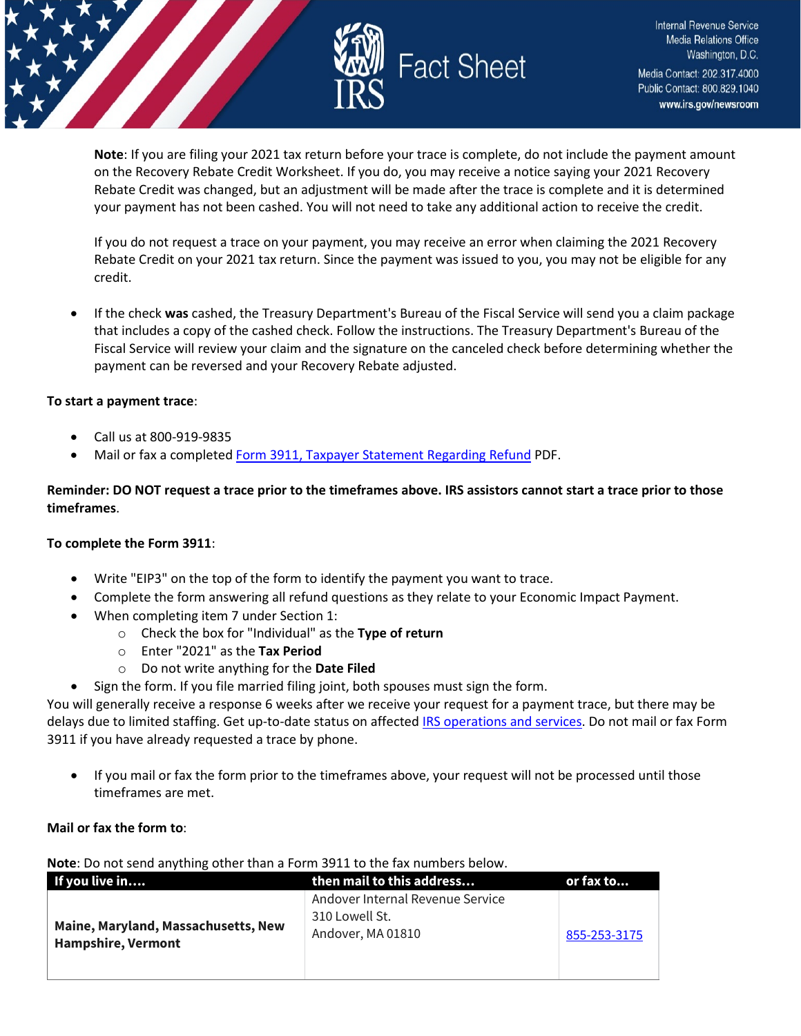**Note**: If you are filing your 2021 tax return before your trace is complete, do not include the payment amount on the Recovery Rebate Credit Worksheet. If you do, you may receive a notice saying your 2021 Recovery Rebate Credit was changed, but an adjustment will be made after the trace is complete and it is determined your payment has not been cashed. You will not need to take any additional action to receive the credit.

If you do not request a trace on your payment, you may receive an error when claiming the 2021 Recovery Rebate Credit on your 2021 tax return. Since the payment was issued to you, you may not be eligible for any credit.

- If the check **was** cashed, the Treasury Department's Bureau of the Fiscal Service will send you a claim package that includes a copy of the cashed check. Follow the instructions. The Treasury Department's Bureau of the Fiscal Service will review your claim and the signature on the canceled check before determining whether the payment can be reversed and your Recovery Rebate adjusted.

**To start a payment trace**:

- Call us at 800-919-9835
- Mail or fax a completed Form 3911, Taxpayer Statement Regarding Refund PDF.

**Reminder: DO NOT request a trace prior to the timeframes above. IRS assistors cannot start a trace prior to those timeframes**.

**To complete the Form 3911**:

- Write "EIP3" on the top of the form to identify the payment you want to trace.
- Complete the form answering all refund questions as they relate to your Economic Impact Payment.
- When completing item 7 under Section 1:
  - Check the box for "Individual" as the **Type of return**
  - Enter "2021" as the **Tax Period**
  - Do not write anything for the **Date Filed**
- Sign the form. If you file married filing joint, both spouses must sign the form.

You will generally receive a response 6 weeks after we receive your request for a payment trace, but there may be delays due to limited staffing. Get up-to-date status on affected IRS operations and services. Do not mail or fax Form 3911 if you have already requested a trace by phone.

- If you mail or fax the form prior to the timeframes above, your request will not be processed until those timeframes are met.

**Mail or fax the form to**:

**Note**: Do not send anything other than a Form 3911 to the fax numbers below.

| If you live in.... | then mail to this address... | or fax to... |
|---|---|---|
| **Maine, Maryland, Massachusetts, New Hampshire, Vermont** | Andover Internal Revenue Service<br>310 Lowell St.<br>Andover, MA 01810 | 855-253-3175 |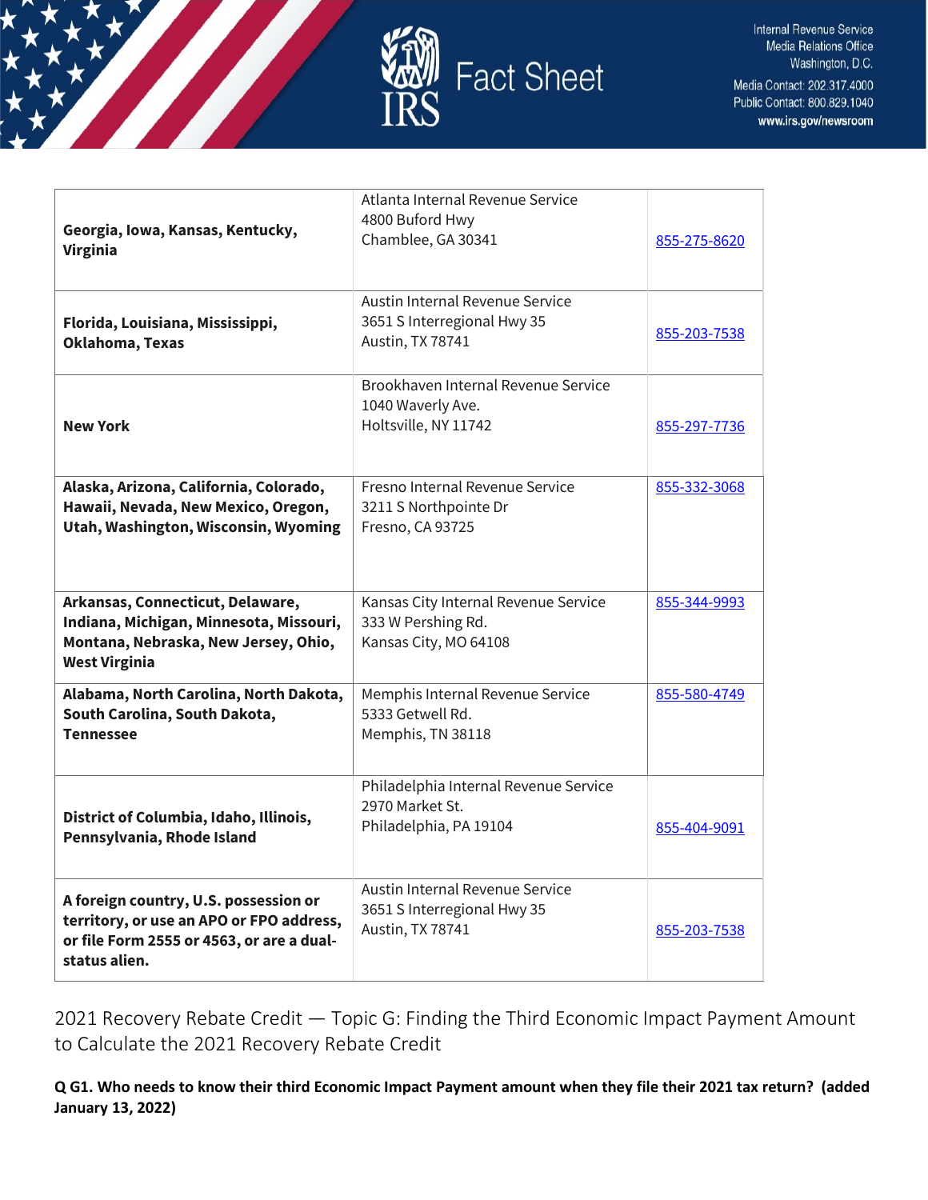| | | |
|---|---|---|
| **Georgia, Iowa, Kansas, Kentucky, Virginia** | Atlanta Internal Revenue Service<br>4800 Buford Hwy<br>Chamblee, GA 30341 | 855-275-8620 |
| **Florida, Louisiana, Mississippi, Oklahoma, Texas** | Austin Internal Revenue Service<br>3651 S Interregional Hwy 35<br>Austin, TX 78741 | 855-203-7538 |
| **New York** | Brookhaven Internal Revenue Service<br>1040 Waverly Ave.<br>Holtsville, NY 11742 | 855-297-7736 |
| **Alaska, Arizona, California, Colorado, Hawaii, Nevada, New Mexico, Oregon, Utah, Washington, Wisconsin, Wyoming** | Fresno Internal Revenue Service<br>3211 S Northpointe Dr<br>Fresno, CA 93725 | 855-332-3068 |
| **Arkansas, Connecticut, Delaware, Indiana, Michigan, Minnesota, Missouri, Montana, Nebraska, New Jersey, Ohio, West Virginia** | Kansas City Internal Revenue Service<br>333 W Pershing Rd.<br>Kansas City, MO 64108 | 855-344-9993 |
| **Alabama, North Carolina, North Dakota, South Carolina, South Dakota, Tennessee** | Memphis Internal Revenue Service<br>5333 Getwell Rd.<br>Memphis, TN 38118 | 855-580-4749 |
| **District of Columbia, Idaho, Illinois, Pennsylvania, Rhode Island** | Philadelphia Internal Revenue Service<br>2970 Market St.<br>Philadelphia, PA 19104 | 855-404-9091 |
| **A foreign country, U.S. possession or territory, or use an APO or FPO address, or file Form 2555 or 4563, or are a dual-status alien.** | Austin Internal Revenue Service<br>3651 S Interregional Hwy 35<br>Austin, TX 78741 | 855-203-7538 |

## 2021 Recovery Rebate Credit — Topic G: Finding the Third Economic Impact Payment Amount to Calculate the 2021 Recovery Rebate Credit

**Q G1. Who needs to know their third Economic Impact Payment amount when they file their 2021 tax return? (added January 13, 2022)**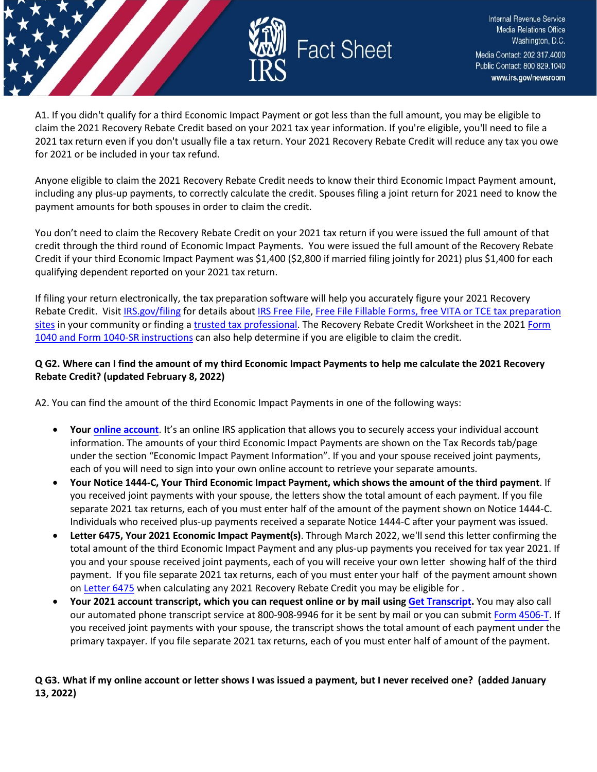A1. If you didn't qualify for a third Economic Impact Payment or got less than the full amount, you may be eligible to claim the 2021 Recovery Rebate Credit based on your 2021 tax year information. If you're eligible, you'll need to file a 2021 tax return even if you don't usually file a tax return. Your 2021 Recovery Rebate Credit will reduce any tax you owe for 2021 or be included in your tax refund.

Anyone eligible to claim the 2021 Recovery Rebate Credit needs to know their third Economic Impact Payment amount, including any plus-up payments, to correctly calculate the credit. Spouses filing a joint return for 2021 need to know the payment amounts for both spouses in order to claim the credit.

You don't need to claim the Recovery Rebate Credit on your 2021 tax return if you were issued the full amount of that credit through the third round of Economic Impact Payments. You were issued the full amount of the Recovery Rebate Credit if your third Economic Impact Payment was $1,400 ($2,800 if married filing jointly for 2021) plus $1,400 for each qualifying dependent reported on your 2021 tax return.

If filing your return electronically, the tax preparation software will help you accurately figure your 2021 Recovery Rebate Credit. Visit IRS.gov/filing for details about IRS Free File, Free File Fillable Forms, free VITA or TCE tax preparation sites in your community or finding a trusted tax professional. The Recovery Rebate Credit Worksheet in the 2021 Form 1040 and Form 1040-SR instructions can also help determine if you are eligible to claim the credit.

**Q G2. Where can I find the amount of my third Economic Impact Payments to help me calculate the 2021 Recovery Rebate Credit? (updated February 8, 2022)**

A2. You can find the amount of the third Economic Impact Payments in one of the following ways:

- **Your online account**. It's an online IRS application that allows you to securely access your individual account information. The amounts of your third Economic Impact Payments are shown on the Tax Records tab/page under the section "Economic Impact Payment Information". If you and your spouse received joint payments, each of you will need to sign into your own online account to retrieve your separate amounts.
- **Your Notice 1444-C, Your Third Economic Impact Payment, which shows the amount of the third payment**. If you received joint payments with your spouse, the letters show the total amount of each payment. If you file separate 2021 tax returns, each of you must enter half of the amount of the payment shown on Notice 1444-C. Individuals who received plus-up payments received a separate Notice 1444-C after your payment was issued.
- **Letter 6475, Your 2021 Economic Impact Payment(s)**. Through March 2022, we'll send this letter confirming the total amount of the third Economic Impact Payment and any plus-up payments you received for tax year 2021. If you and your spouse received joint payments, each of you will receive your own letter showing half of the third payment. If you file separate 2021 tax returns, each of you must enter your half of the payment amount shown on Letter 6475 when calculating any 2021 Recovery Rebate Credit you may be eligible for .
- **Your 2021 account transcript, which you can request online or by mail using Get Transcript.** You may also call our automated phone transcript service at 800-908-9946 for it be sent by mail or you can submit Form 4506-T. If you received joint payments with your spouse, the transcript shows the total amount of each payment under the primary taxpayer. If you file separate 2021 tax returns, each of you must enter half of amount of the payment.

**Q G3. What if my online account or letter shows I was issued a payment, but I never received one? (added January 13, 2022)**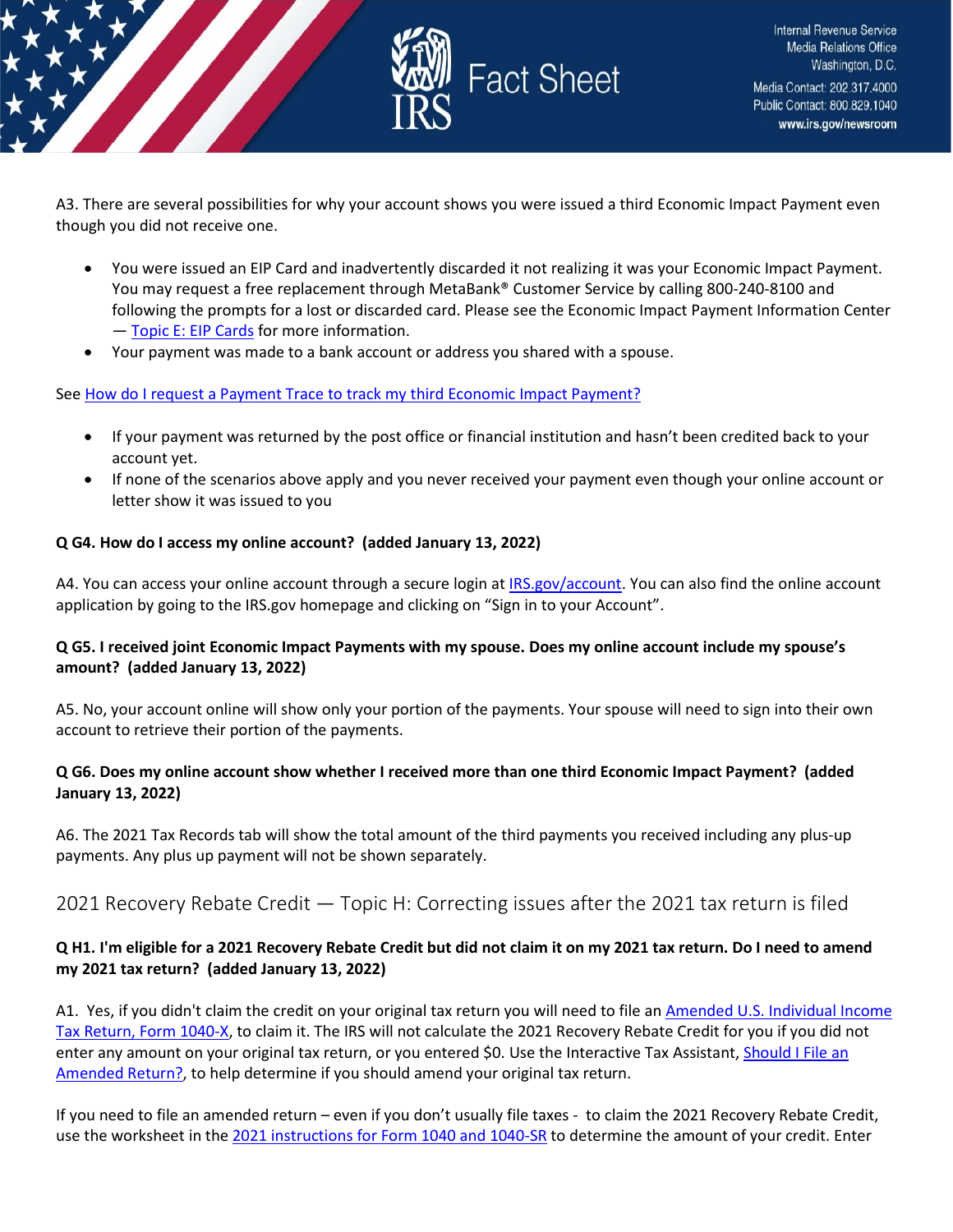A3. There are several possibilities for why your account shows you were issued a third Economic Impact Payment even though you did not receive one.

- You were issued an EIP Card and inadvertently discarded it not realizing it was your Economic Impact Payment. You may request a free replacement through MetaBank® Customer Service by calling 800-240-8100 and following the prompts for a lost or discarded card. Please see the Economic Impact Payment Information Center — Topic E: EIP Cards for more information.
- Your payment was made to a bank account or address you shared with a spouse.

See How do I request a Payment Trace to track my third Economic Impact Payment?

- If your payment was returned by the post office or financial institution and hasn't been credited back to your account yet.
- If none of the scenarios above apply and you never received your payment even though your online account or letter show it was issued to you

**Q G4. How do I access my online account? (added January 13, 2022)**

A4. You can access your online account through a secure login at IRS.gov/account. You can also find the online account application by going to the IRS.gov homepage and clicking on "Sign in to your Account".

**Q G5. I received joint Economic Impact Payments with my spouse. Does my online account include my spouse's amount? (added January 13, 2022)**

A5. No, your account online will show only your portion of the payments. Your spouse will need to sign into their own account to retrieve their portion of the payments.

**Q G6. Does my online account show whether I received more than one third Economic Impact Payment? (added January 13, 2022)**

A6. The 2021 Tax Records tab will show the total amount of the third payments you received including any plus-up payments. Any plus up payment will not be shown separately.

## 2021 Recovery Rebate Credit — Topic H: Correcting issues after the 2021 tax return is filed

**Q H1. I'm eligible for a 2021 Recovery Rebate Credit but did not claim it on my 2021 tax return. Do I need to amend my 2021 tax return? (added January 13, 2022)**

A1. Yes, if you didn't claim the credit on your original tax return you will need to file an Amended U.S. Individual Income Tax Return, Form 1040-X, to claim it. The IRS will not calculate the 2021 Recovery Rebate Credit for you if you did not enter any amount on your original tax return, or you entered $0. Use the Interactive Tax Assistant, Should I File an Amended Return?, to help determine if you should amend your original tax return.

If you need to file an amended return – even if you don't usually file taxes - to claim the 2021 Recovery Rebate Credit, use the worksheet in the 2021 instructions for Form 1040 and 1040-SR to determine the amount of your credit. Enter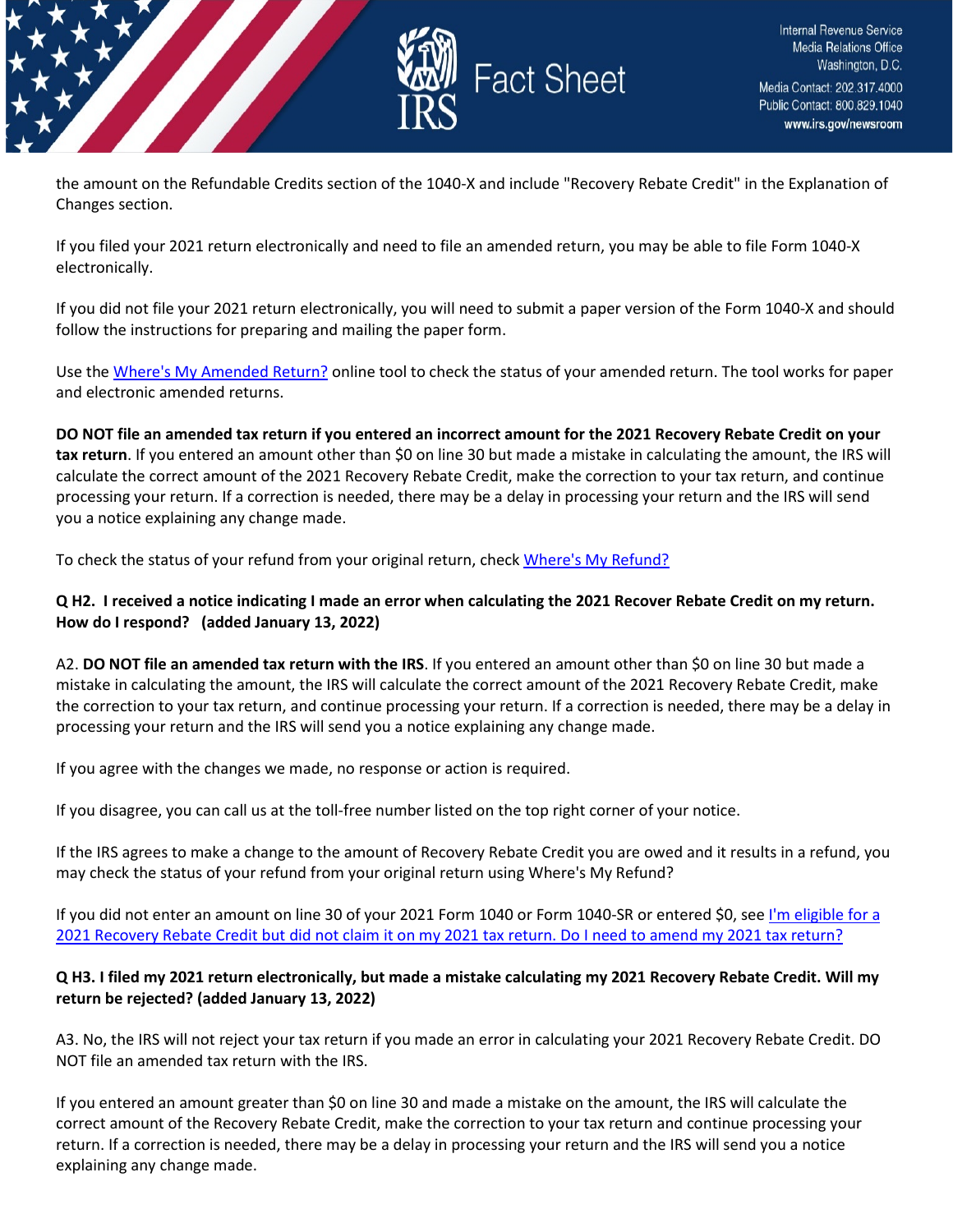the amount on the Refundable Credits section of the 1040-X and include "Recovery Rebate Credit" in the Explanation of Changes section.

If you filed your 2021 return electronically and need to file an amended return, you may be able to file Form 1040-X electronically.

If you did not file your 2021 return electronically, you will need to submit a paper version of the Form 1040-X and should follow the instructions for preparing and mailing the paper form.

Use the [Where's My Amended Return?](#) online tool to check the status of your amended return. The tool works for paper and electronic amended returns.

**DO NOT file an amended tax return if you entered an incorrect amount for the 2021 Recovery Rebate Credit on your tax return**. If you entered an amount other than $0 on line 30 but made a mistake in calculating the amount, the IRS will calculate the correct amount of the 2021 Recovery Rebate Credit, make the correction to your tax return, and continue processing your return. If a correction is needed, there may be a delay in processing your return and the IRS will send you a notice explaining any change made.

To check the status of your refund from your original return, check [Where's My Refund?](#)

**Q H2. I received a notice indicating I made an error when calculating the 2021 Recover Rebate Credit on my return. How do I respond? (added January 13, 2022)**

A2. **DO NOT file an amended tax return with the IRS**. If you entered an amount other than $0 on line 30 but made a mistake in calculating the amount, the IRS will calculate the correct amount of the 2021 Recovery Rebate Credit, make the correction to your tax return, and continue processing your return. If a correction is needed, there may be a delay in processing your return and the IRS will send you a notice explaining any change made.

If you agree with the changes we made, no response or action is required.

If you disagree, you can call us at the toll-free number listed on the top right corner of your notice.

If the IRS agrees to make a change to the amount of Recovery Rebate Credit you are owed and it results in a refund, you may check the status of your refund from your original return using Where's My Refund?

If you did not enter an amount on line 30 of your 2021 Form 1040 or Form 1040-SR or entered $0, see [I'm eligible for a 2021 Recovery Rebate Credit but did not claim it on my 2021 tax return. Do I need to amend my 2021 tax return?](#)

**Q H3. I filed my 2021 return electronically, but made a mistake calculating my 2021 Recovery Rebate Credit. Will my return be rejected? (added January 13, 2022)**

A3. No, the IRS will not reject your tax return if you made an error in calculating your 2021 Recovery Rebate Credit. DO NOT file an amended tax return with the IRS.

If you entered an amount greater than $0 on line 30 and made a mistake on the amount, the IRS will calculate the correct amount of the Recovery Rebate Credit, make the correction to your tax return and continue processing your return. If a correction is needed, there may be a delay in processing your return and the IRS will send you a notice explaining any change made.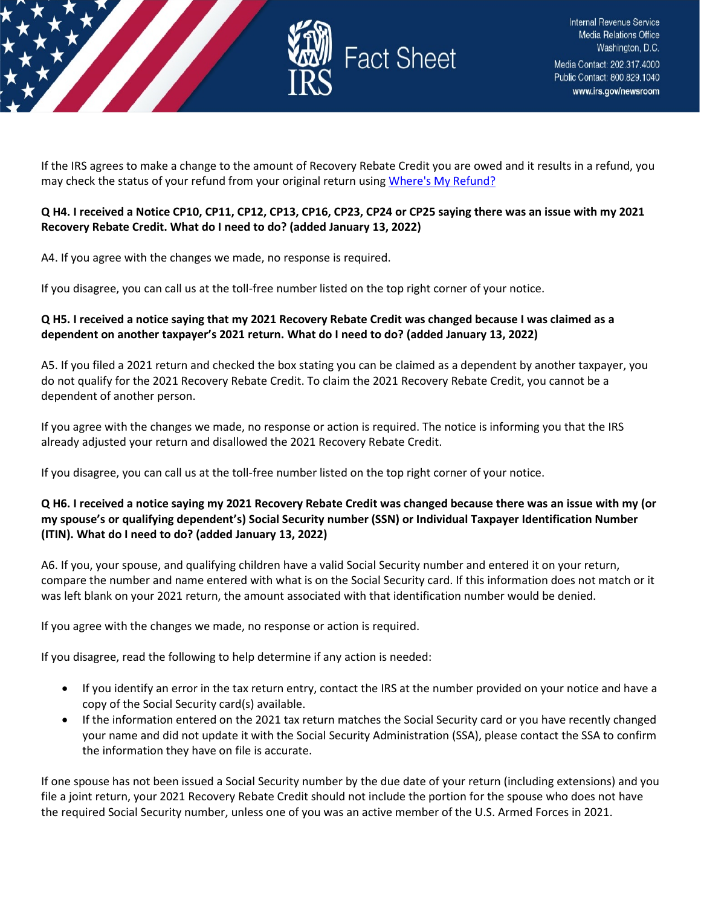If the IRS agrees to make a change to the amount of Recovery Rebate Credit you are owed and it results in a refund, you may check the status of your refund from your original return using [Where's My Refund?](#)

**Q H4. I received a Notice CP10, CP11, CP12, CP13, CP16, CP23, CP24 or CP25 saying there was an issue with my 2021 Recovery Rebate Credit. What do I need to do? (added January 13, 2022)**

A4. If you agree with the changes we made, no response is required.

If you disagree, you can call us at the toll-free number listed on the top right corner of your notice.

**Q H5. I received a notice saying that my 2021 Recovery Rebate Credit was changed because I was claimed as a dependent on another taxpayer's 2021 return. What do I need to do? (added January 13, 2022)**

A5. If you filed a 2021 return and checked the box stating you can be claimed as a dependent by another taxpayer, you do not qualify for the 2021 Recovery Rebate Credit. To claim the 2021 Recovery Rebate Credit, you cannot be a dependent of another person.

If you agree with the changes we made, no response or action is required. The notice is informing you that the IRS already adjusted your return and disallowed the 2021 Recovery Rebate Credit.

If you disagree, you can call us at the toll-free number listed on the top right corner of your notice.

**Q H6. I received a notice saying my 2021 Recovery Rebate Credit was changed because there was an issue with my (or my spouse's or qualifying dependent's) Social Security number (SSN) or Individual Taxpayer Identification Number (ITIN). What do I need to do? (added January 13, 2022)**

A6. If you, your spouse, and qualifying children have a valid Social Security number and entered it on your return, compare the number and name entered with what is on the Social Security card. If this information does not match or it was left blank on your 2021 return, the amount associated with that identification number would be denied.

If you agree with the changes we made, no response or action is required.

If you disagree, read the following to help determine if any action is needed:

- If you identify an error in the tax return entry, contact the IRS at the number provided on your notice and have a copy of the Social Security card(s) available.
- If the information entered on the 2021 tax return matches the Social Security card or you have recently changed your name and did not update it with the Social Security Administration (SSA), please contact the SSA to confirm the information they have on file is accurate.

If one spouse has not been issued a Social Security number by the due date of your return (including extensions) and you file a joint return, your 2021 Recovery Rebate Credit should not include the portion for the spouse who does not have the required Social Security number, unless one of you was an active member of the U.S. Armed Forces in 2021.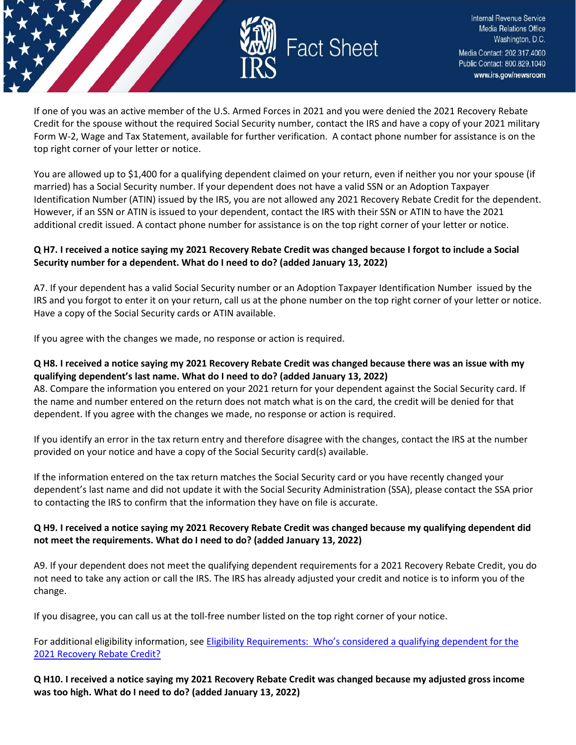If one of you was an active member of the U.S. Armed Forces in 2021 and you were denied the 2021 Recovery Rebate Credit for the spouse without the required Social Security number, contact the IRS and have a copy of your 2021 military Form W-2, Wage and Tax Statement, available for further verification. A contact phone number for assistance is on the top right corner of your letter or notice.

You are allowed up to $1,400 for a qualifying dependent claimed on your return, even if neither you nor your spouse (if married) has a Social Security number. If your dependent does not have a valid SSN or an Adoption Taxpayer Identification Number (ATIN) issued by the IRS, you are not allowed any 2021 Recovery Rebate Credit for the dependent. However, if an SSN or ATIN is issued to your dependent, contact the IRS with their SSN or ATIN to have the 2021 additional credit issued. A contact phone number for assistance is on the top right corner of your letter or notice.

**Q H7. I received a notice saying my 2021 Recovery Rebate Credit was changed because I forgot to include a Social Security number for a dependent. What do I need to do? (added January 13, 2022)**

A7. If your dependent has a valid Social Security number or an Adoption Taxpayer Identification Number issued by the IRS and you forgot to enter it on your return, call us at the phone number on the top right corner of your letter or notice. Have a copy of the Social Security cards or ATIN available.

If you agree with the changes we made, no response or action is required.

**Q H8. I received a notice saying my 2021 Recovery Rebate Credit was changed because there was an issue with my qualifying dependent's last name. What do I need to do? (added January 13, 2022)**

A8. Compare the information you entered on your 2021 return for your dependent against the Social Security card. If the name and number entered on the return does not match what is on the card, the credit will be denied for that dependent. If you agree with the changes we made, no response or action is required.

If you identify an error in the tax return entry and therefore disagree with the changes, contact the IRS at the number provided on your notice and have a copy of the Social Security card(s) available.

If the information entered on the tax return matches the Social Security card or you have recently changed your dependent's last name and did not update it with the Social Security Administration (SSA), please contact the SSA prior to contacting the IRS to confirm that the information they have on file is accurate.

**Q H9. I received a notice saying my 2021 Recovery Rebate Credit was changed because my qualifying dependent did not meet the requirements. What do I need to do? (added January 13, 2022)**

A9. If your dependent does not meet the qualifying dependent requirements for a 2021 Recovery Rebate Credit, you do not need to take any action or call the IRS. The IRS has already adjusted your credit and notice is to inform you of the change.

If you disagree, you can call us at the toll-free number listed on the top right corner of your notice.

For additional eligibility information, see Eligibility Requirements: Who's considered a qualifying dependent for the 2021 Recovery Rebate Credit?

**Q H10. I received a notice saying my 2021 Recovery Rebate Credit was changed because my adjusted gross income was too high. What do I need to do? (added January 13, 2022)**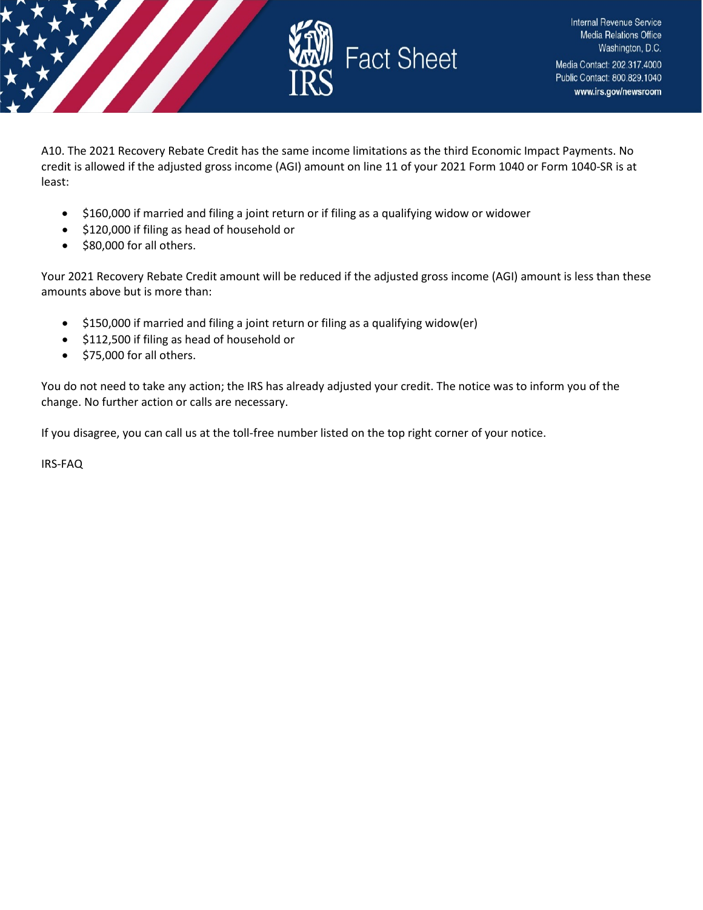A10. The 2021 Recovery Rebate Credit has the same income limitations as the third Economic Impact Payments. No credit is allowed if the adjusted gross income (AGI) amount on line 11 of your 2021 Form 1040 or Form 1040-SR is at least:

- $160,000 if married and filing a joint return or if filing as a qualifying widow or widower
- $120,000 if filing as head of household or
- $80,000 for all others.

Your 2021 Recovery Rebate Credit amount will be reduced if the adjusted gross income (AGI) amount is less than these amounts above but is more than:

- $150,000 if married and filing a joint return or filing as a qualifying widow(er)
- $112,500 if filing as head of household or
- $75,000 for all others.

You do not need to take any action; the IRS has already adjusted your credit. The notice was to inform you of the change. No further action or calls are necessary.

If you disagree, you can call us at the toll-free number listed on the top right corner of your notice.

IRS-FAQ